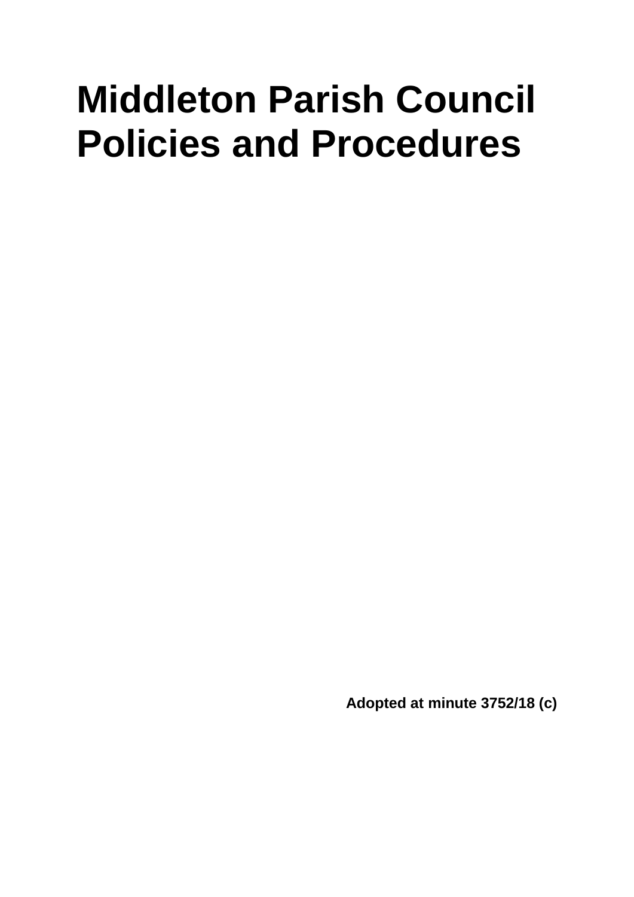# Middleton Parish Council Policies and Procedures

**Adopted at minute 3752/18 (c)**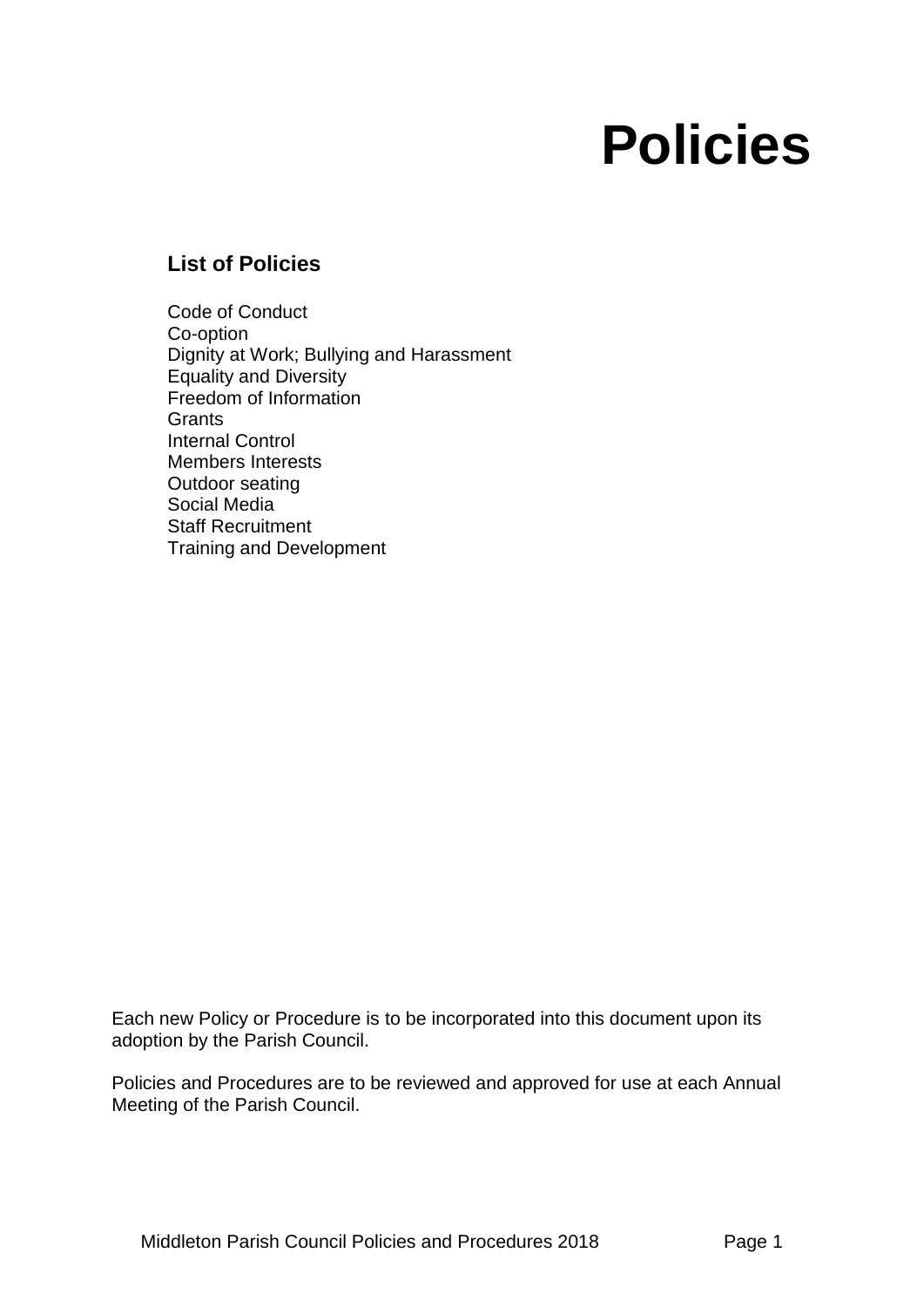# Policies

## List of Policies

Code of Conduct
Co-option
Dignity at Work; Bullying and Harassment
Equality and Diversity
Freedom of Information
Grants
Internal Control
Members Interests
Outdoor seating
Social Media
Staff Recruitment
Training and Development

Each new Policy or Procedure is to be incorporated into this document upon its adoption by the Parish Council.

Policies and Procedures are to be reviewed and approved for use at each Annual Meeting of the Parish Council.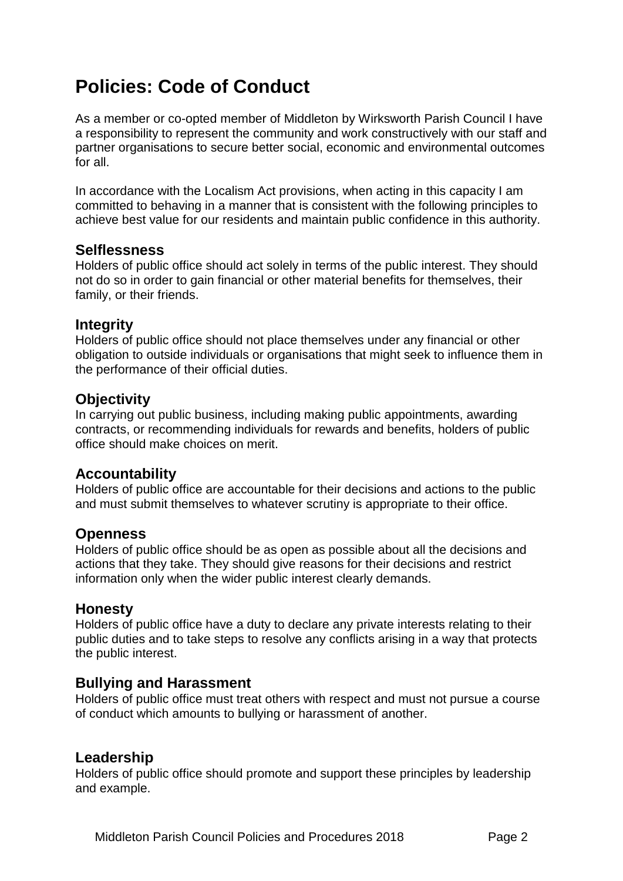# Policies: Code of Conduct

As a member or co-opted member of Middleton by Wirksworth Parish Council I have a responsibility to represent the community and work constructively with our staff and partner organisations to secure better social, economic and environmental outcomes for all.

In accordance with the Localism Act provisions, when acting in this capacity I am committed to behaving in a manner that is consistent with the following principles to achieve best value for our residents and maintain public confidence in this authority.

## Selflessness

Holders of public office should act solely in terms of the public interest. They should not do so in order to gain financial or other material benefits for themselves, their family, or their friends.

## Integrity

Holders of public office should not place themselves under any financial or other obligation to outside individuals or organisations that might seek to influence them in the performance of their official duties.

## Objectivity

In carrying out public business, including making public appointments, awarding contracts, or recommending individuals for rewards and benefits, holders of public office should make choices on merit.

## Accountability

Holders of public office are accountable for their decisions and actions to the public and must submit themselves to whatever scrutiny is appropriate to their office.

## Openness

Holders of public office should be as open as possible about all the decisions and actions that they take. They should give reasons for their decisions and restrict information only when the wider public interest clearly demands.

## Honesty

Holders of public office have a duty to declare any private interests relating to their public duties and to take steps to resolve any conflicts arising in a way that protects the public interest.

## Bullying and Harassment

Holders of public office must treat others with respect and must not pursue a course of conduct which amounts to bullying or harassment of another.

## Leadership

Holders of public office should promote and support these principles by leadership and example.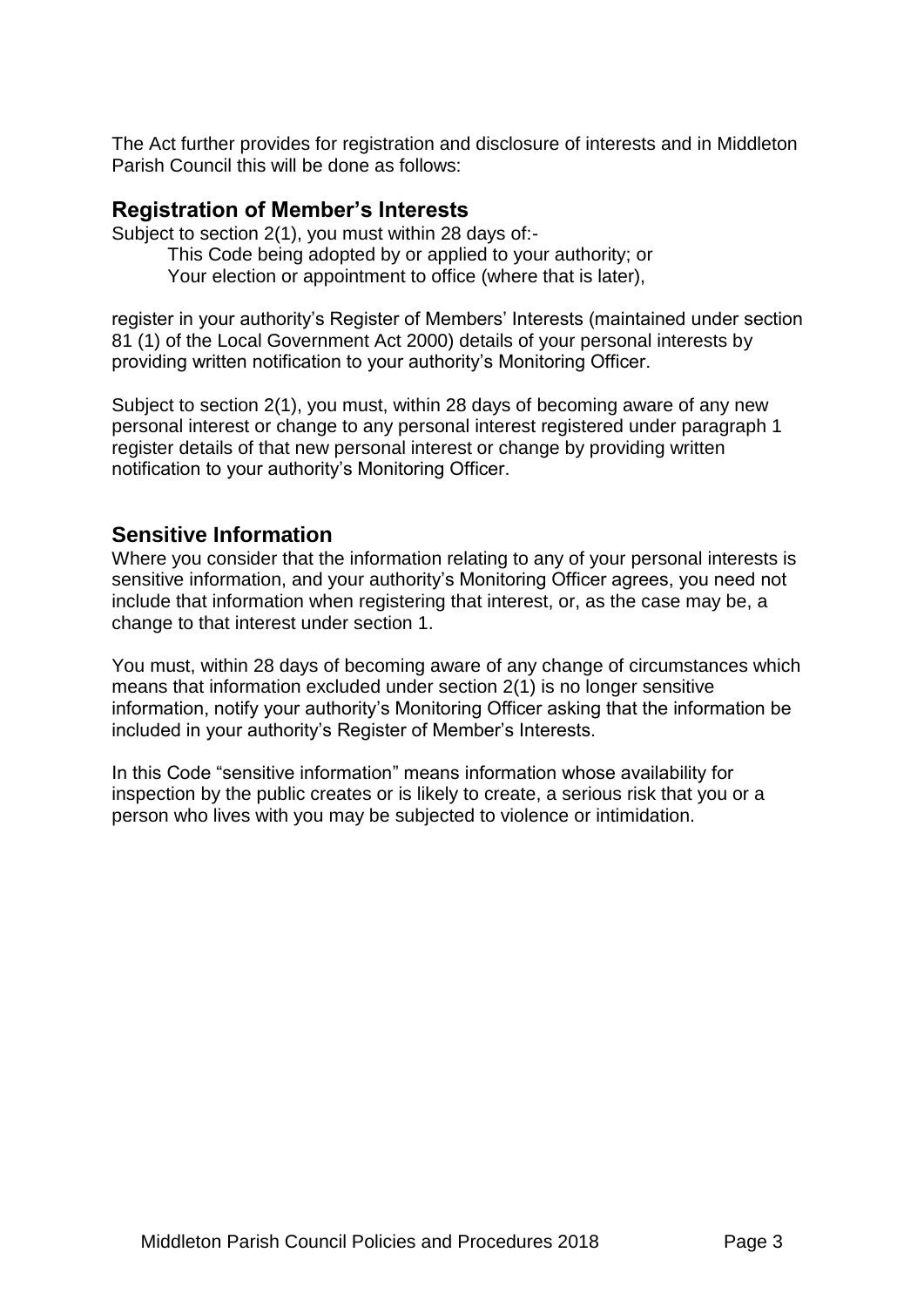The Act further provides for registration and disclosure of interests and in Middleton Parish Council this will be done as follows:

## Registration of Member's Interests

Subject to section 2(1), you must within 28 days of:-

This Code being adopted by or applied to your authority; or
Your election or appointment to office (where that is later),

register in your authority's Register of Members' Interests (maintained under section 81 (1) of the Local Government Act 2000) details of your personal interests by providing written notification to your authority's Monitoring Officer.

Subject to section 2(1), you must, within 28 days of becoming aware of any new personal interest or change to any personal interest registered under paragraph 1 register details of that new personal interest or change by providing written notification to your authority's Monitoring Officer.

## Sensitive Information

Where you consider that the information relating to any of your personal interests is sensitive information, and your authority's Monitoring Officer agrees, you need not include that information when registering that interest, or, as the case may be, a change to that interest under section 1.

You must, within 28 days of becoming aware of any change of circumstances which means that information excluded under section 2(1) is no longer sensitive information, notify your authority's Monitoring Officer asking that the information be included in your authority's Register of Member's Interests.

In this Code "sensitive information" means information whose availability for inspection by the public creates or is likely to create, a serious risk that you or a person who lives with you may be subjected to violence or intimidation.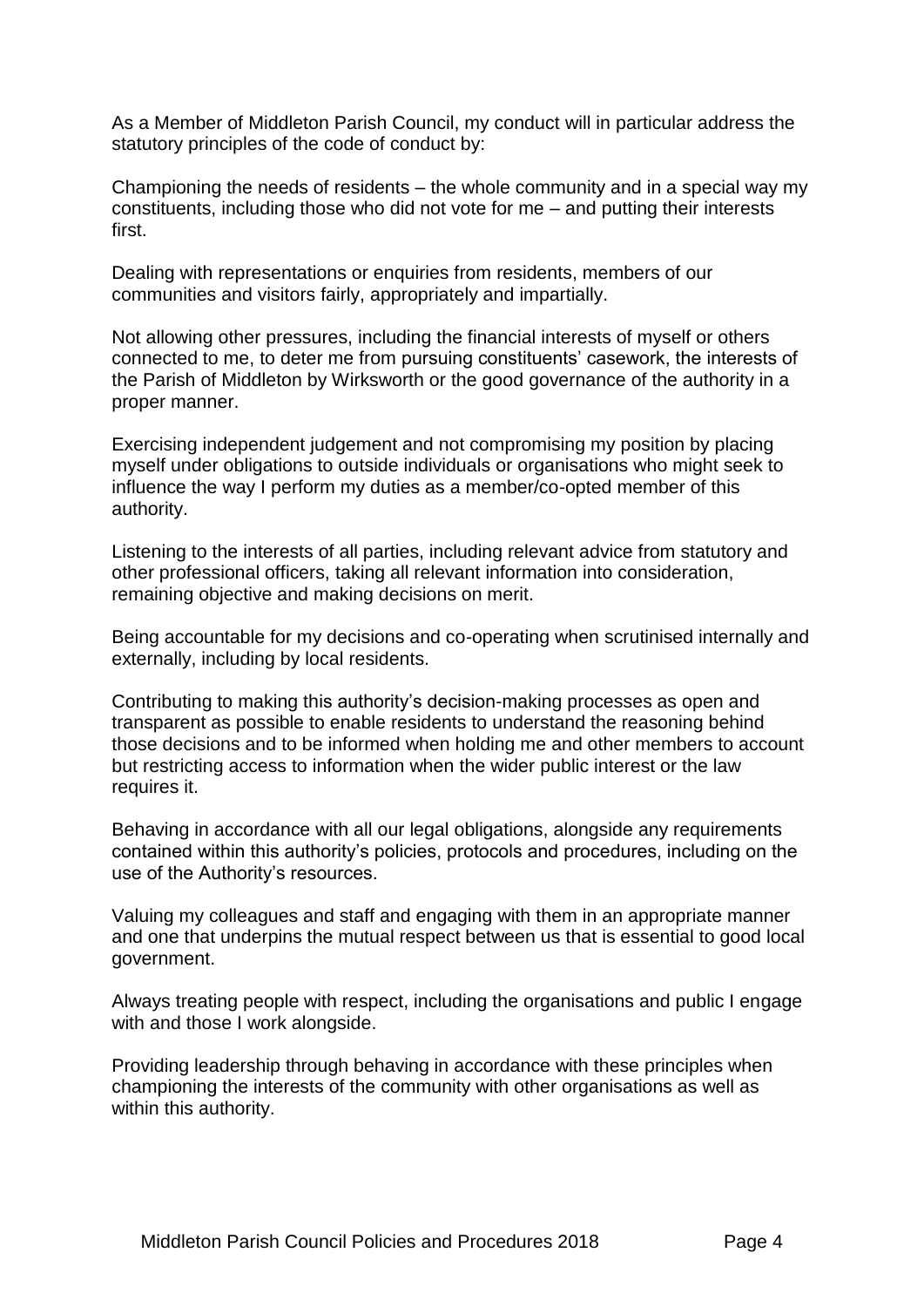As a Member of Middleton Parish Council, my conduct will in particular address the statutory principles of the code of conduct by:

Championing the needs of residents – the whole community and in a special way my constituents, including those who did not vote for me – and putting their interests first.

Dealing with representations or enquiries from residents, members of our communities and visitors fairly, appropriately and impartially.

Not allowing other pressures, including the financial interests of myself or others connected to me, to deter me from pursuing constituents' casework, the interests of the Parish of Middleton by Wirksworth or the good governance of the authority in a proper manner.

Exercising independent judgement and not compromising my position by placing myself under obligations to outside individuals or organisations who might seek to influence the way I perform my duties as a member/co-opted member of this authority.

Listening to the interests of all parties, including relevant advice from statutory and other professional officers, taking all relevant information into consideration, remaining objective and making decisions on merit.

Being accountable for my decisions and co-operating when scrutinised internally and externally, including by local residents.

Contributing to making this authority's decision-making processes as open and transparent as possible to enable residents to understand the reasoning behind those decisions and to be informed when holding me and other members to account but restricting access to information when the wider public interest or the law requires it.

Behaving in accordance with all our legal obligations, alongside any requirements contained within this authority's policies, protocols and procedures, including on the use of the Authority's resources.

Valuing my colleagues and staff and engaging with them in an appropriate manner and one that underpins the mutual respect between us that is essential to good local government.

Always treating people with respect, including the organisations and public I engage with and those I work alongside.

Providing leadership through behaving in accordance with these principles when championing the interests of the community with other organisations as well as within this authority.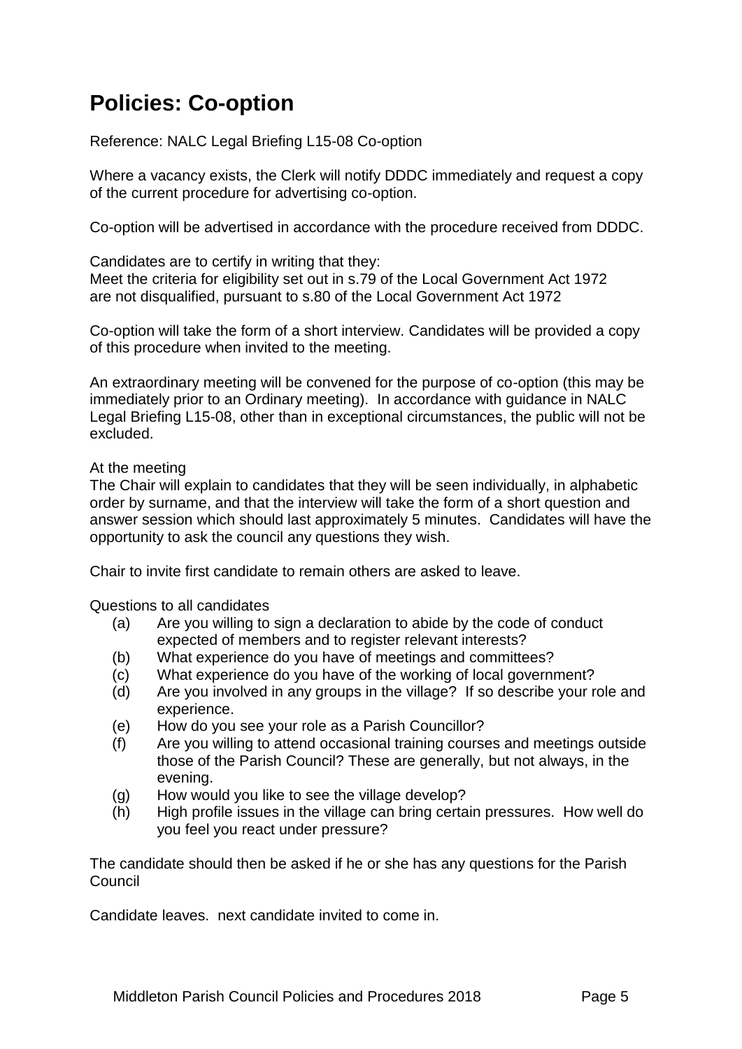# Policies: Co-option

Reference: NALC Legal Briefing L15-08 Co-option

Where a vacancy exists, the Clerk will notify DDDC immediately and request a copy of the current procedure for advertising co-option.

Co-option will be advertised in accordance with the procedure received from DDDC.

Candidates are to certify in writing that they:
Meet the criteria for eligibility set out in s.79 of the Local Government Act 1972
are not disqualified, pursuant to s.80 of the Local Government Act 1972

Co-option will take the form of a short interview. Candidates will be provided a copy of this procedure when invited to the meeting.

An extraordinary meeting will be convened for the purpose of co-option (this may be immediately prior to an Ordinary meeting). In accordance with guidance in NALC Legal Briefing L15-08, other than in exceptional circumstances, the public will not be excluded.

At the meeting
The Chair will explain to candidates that they will be seen individually, in alphabetic order by surname, and that the interview will take the form of a short question and answer session which should last approximately 5 minutes. Candidates will have the opportunity to ask the council any questions they wish.

Chair to invite first candidate to remain others are asked to leave.

Questions to all candidates

- (a) Are you willing to sign a declaration to abide by the code of conduct expected of members and to register relevant interests?
- (b) What experience do you have of meetings and committees?
- (c) What experience do you have of the working of local government?
- (d) Are you involved in any groups in the village? If so describe your role and experience.
- (e) How do you see your role as a Parish Councillor?
- (f) Are you willing to attend occasional training courses and meetings outside those of the Parish Council? These are generally, but not always, in the evening.
- (g) How would you like to see the village develop?
- (h) High profile issues in the village can bring certain pressures. How well do you feel you react under pressure?

The candidate should then be asked if he or she has any questions for the Parish Council

Candidate leaves. next candidate invited to come in.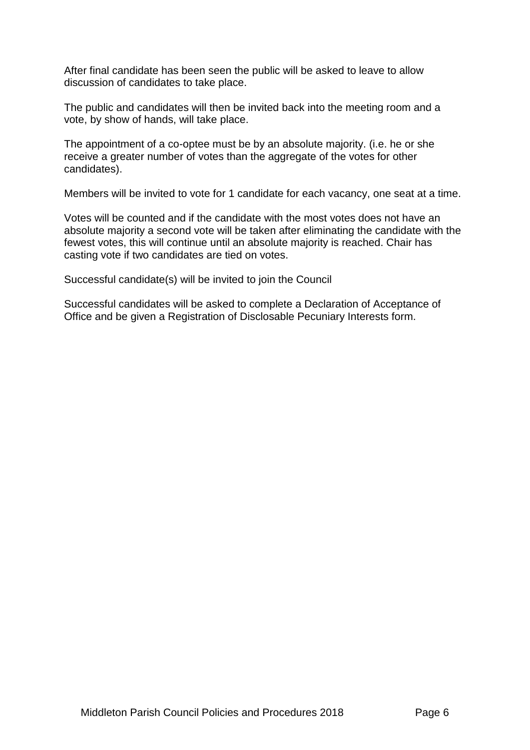After final candidate has been seen the public will be asked to leave to allow discussion of candidates to take place.

The public and candidates will then be invited back into the meeting room and a vote, by show of hands, will take place.

The appointment of a co-optee must be by an absolute majority. (i.e. he or she receive a greater number of votes than the aggregate of the votes for other candidates).

Members will be invited to vote for 1 candidate for each vacancy, one seat at a time.

Votes will be counted and if the candidate with the most votes does not have an absolute majority a second vote will be taken after eliminating the candidate with the fewest votes, this will continue until an absolute majority is reached. Chair has casting vote if two candidates are tied on votes.

Successful candidate(s) will be invited to join the Council

Successful candidates will be asked to complete a Declaration of Acceptance of Office and be given a Registration of Disclosable Pecuniary Interests form.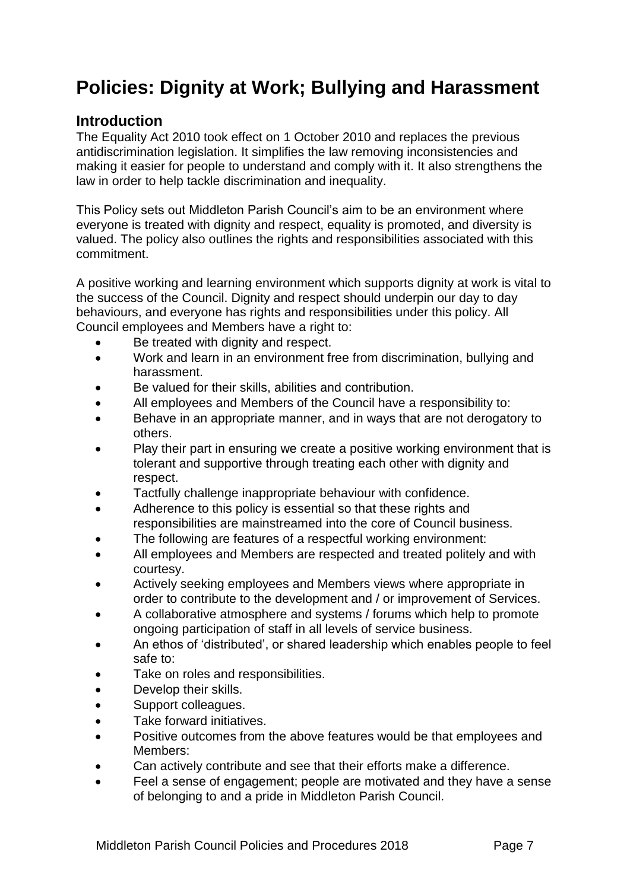# Policies: Dignity at Work; Bullying and Harassment

## Introduction

The Equality Act 2010 took effect on 1 October 2010 and replaces the previous antidiscrimination legislation. It simplifies the law removing inconsistencies and making it easier for people to understand and comply with it. It also strengthens the law in order to help tackle discrimination and inequality.

This Policy sets out Middleton Parish Council's aim to be an environment where everyone is treated with dignity and respect, equality is promoted, and diversity is valued. The policy also outlines the rights and responsibilities associated with this commitment.

A positive working and learning environment which supports dignity at work is vital to the success of the Council. Dignity and respect should underpin our day to day behaviours, and everyone has rights and responsibilities under this policy. All Council employees and Members have a right to:

- Be treated with dignity and respect.
- Work and learn in an environment free from discrimination, bullying and harassment.
- Be valued for their skills, abilities and contribution.
- All employees and Members of the Council have a responsibility to:
- Behave in an appropriate manner, and in ways that are not derogatory to others.
- Play their part in ensuring we create a positive working environment that is tolerant and supportive through treating each other with dignity and respect.
- Tactfully challenge inappropriate behaviour with confidence.
- Adherence to this policy is essential so that these rights and responsibilities are mainstreamed into the core of Council business.
- The following are features of a respectful working environment:
- All employees and Members are respected and treated politely and with courtesy.
- Actively seeking employees and Members views where appropriate in order to contribute to the development and / or improvement of Services.
- A collaborative atmosphere and systems / forums which help to promote ongoing participation of staff in all levels of service business.
- An ethos of 'distributed', or shared leadership which enables people to feel safe to:
- Take on roles and responsibilities.
- Develop their skills.
- Support colleagues.
- Take forward initiatives.
- Positive outcomes from the above features would be that employees and Members:
- Can actively contribute and see that their efforts make a difference.
- Feel a sense of engagement; people are motivated and they have a sense of belonging to and a pride in Middleton Parish Council.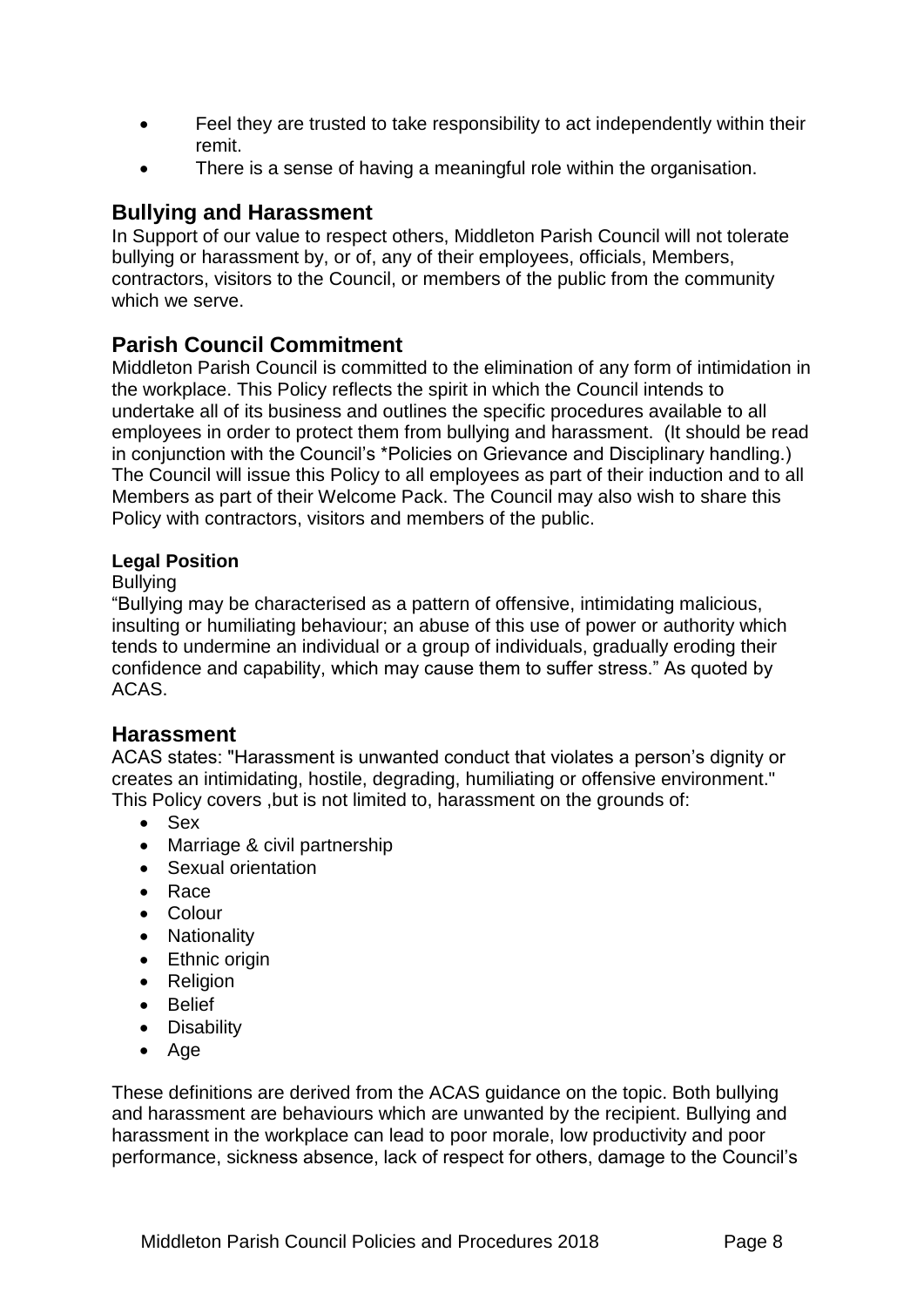- Feel they are trusted to take responsibility to act independently within their remit.
- There is a sense of having a meaningful role within the organisation.

## Bullying and Harassment

In Support of our value to respect others, Middleton Parish Council will not tolerate bullying or harassment by, or of, any of their employees, officials, Members, contractors, visitors to the Council, or members of the public from the community which we serve.

## Parish Council Commitment

Middleton Parish Council is committed to the elimination of any form of intimidation in the workplace. This Policy reflects the spirit in which the Council intends to undertake all of its business and outlines the specific procedures available to all employees in order to protect them from bullying and harassment. (It should be read in conjunction with the Council's *Policies on Grievance and Disciplinary handling.) The Council will issue this Policy to all employees as part of their induction and to all Members as part of their Welcome Pack. The Council may also wish to share this Policy with contractors, visitors and members of the public.

**Legal Position**

Bullying

"Bullying may be characterised as a pattern of offensive, intimidating malicious, insulting or humiliating behaviour; an abuse of this use of power or authority which tends to undermine an individual or a group of individuals, gradually eroding their confidence and capability, which may cause them to suffer stress." As quoted by ACAS.

## Harassment

ACAS states: "Harassment is unwanted conduct that violates a person's dignity or creates an intimidating, hostile, degrading, humiliating or offensive environment." This Policy covers ,but is not limited to, harassment on the grounds of:

- Sex
- Marriage & civil partnership
- Sexual orientation
- Race
- Colour
- Nationality
- Ethnic origin
- Religion
- Belief
- Disability
- Age

These definitions are derived from the ACAS guidance on the topic. Both bullying and harassment are behaviours which are unwanted by the recipient. Bullying and harassment in the workplace can lead to poor morale, low productivity and poor performance, sickness absence, lack of respect for others, damage to the Council's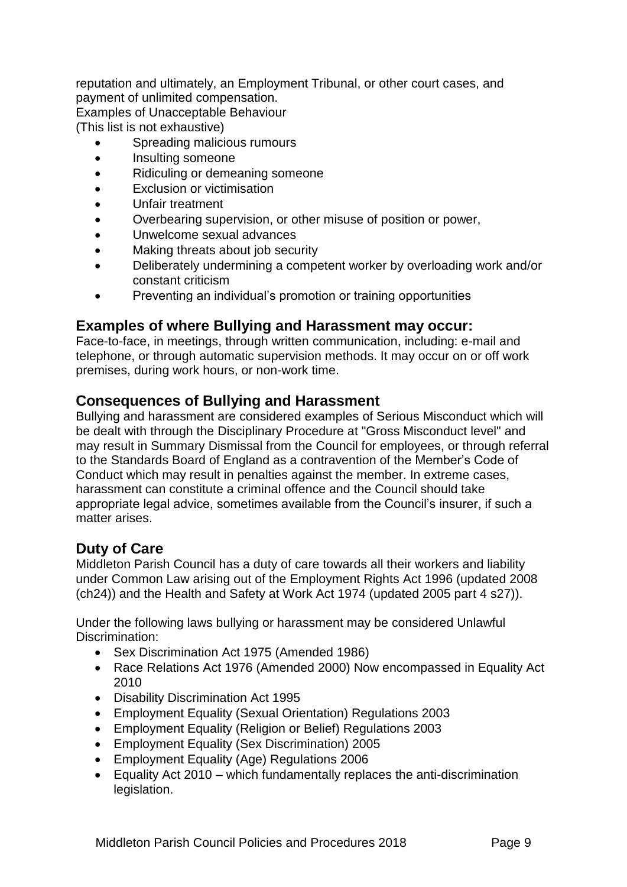reputation and ultimately, an Employment Tribunal, or other court cases, and payment of unlimited compensation.

Examples of Unacceptable Behaviour
(This list is not exhaustive)

- Spreading malicious rumours
- Insulting someone
- Ridiculing or demeaning someone
- Exclusion or victimisation
- Unfair treatment
- Overbearing supervision, or other misuse of position or power,
- Unwelcome sexual advances
- Making threats about job security
- Deliberately undermining a competent worker by overloading work and/or constant criticism
- Preventing an individual's promotion or training opportunities

## Examples of where Bullying and Harassment may occur:

Face-to-face, in meetings, through written communication, including: e-mail and telephone, or through automatic supervision methods. It may occur on or off work premises, during work hours, or non-work time.

## Consequences of Bullying and Harassment

Bullying and harassment are considered examples of Serious Misconduct which will be dealt with through the Disciplinary Procedure at "Gross Misconduct level" and may result in Summary Dismissal from the Council for employees, or through referral to the Standards Board of England as a contravention of the Member's Code of Conduct which may result in penalties against the member. In extreme cases, harassment can constitute a criminal offence and the Council should take appropriate legal advice, sometimes available from the Council's insurer, if such a matter arises.

## Duty of Care

Middleton Parish Council has a duty of care towards all their workers and liability under Common Law arising out of the Employment Rights Act 1996 (updated 2008 (ch24)) and the Health and Safety at Work Act 1974 (updated 2005 part 4 s27)).

Under the following laws bullying or harassment may be considered Unlawful Discrimination:

- Sex Discrimination Act 1975 (Amended 1986)
- Race Relations Act 1976 (Amended 2000) Now encompassed in Equality Act 2010
- Disability Discrimination Act 1995
- Employment Equality (Sexual Orientation) Regulations 2003
- Employment Equality (Religion or Belief) Regulations 2003
- Employment Equality (Sex Discrimination) 2005
- Employment Equality (Age) Regulations 2006
- Equality Act 2010 – which fundamentally replaces the anti-discrimination legislation.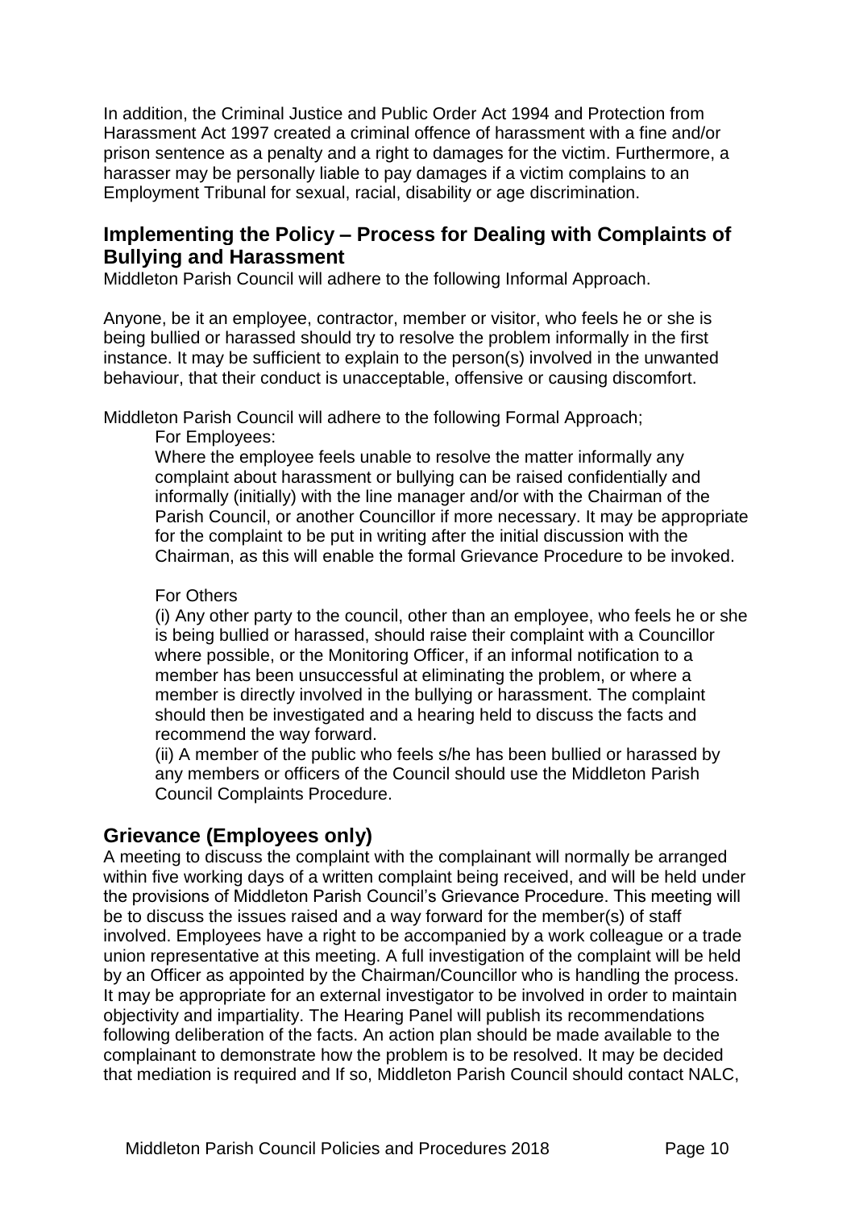In addition, the Criminal Justice and Public Order Act 1994 and Protection from Harassment Act 1997 created a criminal offence of harassment with a fine and/or prison sentence as a penalty and a right to damages for the victim. Furthermore, a harasser may be personally liable to pay damages if a victim complains to an Employment Tribunal for sexual, racial, disability or age discrimination.

## Implementing the Policy – Process for Dealing with Complaints of Bullying and Harassment

Middleton Parish Council will adhere to the following Informal Approach.

Anyone, be it an employee, contractor, member or visitor, who feels he or she is being bullied or harassed should try to resolve the problem informally in the first instance. It may be sufficient to explain to the person(s) involved in the unwanted behaviour, that their conduct is unacceptable, offensive or causing discomfort.

Middleton Parish Council will adhere to the following Formal Approach;

For Employees:

Where the employee feels unable to resolve the matter informally any complaint about harassment or bullying can be raised confidentially and informally (initially) with the line manager and/or with the Chairman of the Parish Council, or another Councillor if more necessary. It may be appropriate for the complaint to be put in writing after the initial discussion with the Chairman, as this will enable the formal Grievance Procedure to be invoked.

For Others

(i) Any other party to the council, other than an employee, who feels he or she is being bullied or harassed, should raise their complaint with a Councillor where possible, or the Monitoring Officer, if an informal notification to a member has been unsuccessful at eliminating the problem, or where a member is directly involved in the bullying or harassment. The complaint should then be investigated and a hearing held to discuss the facts and recommend the way forward.

(ii) A member of the public who feels s/he has been bullied or harassed by any members or officers of the Council should use the Middleton Parish Council Complaints Procedure.

## Grievance (Employees only)

A meeting to discuss the complaint with the complainant will normally be arranged within five working days of a written complaint being received, and will be held under the provisions of Middleton Parish Council's Grievance Procedure. This meeting will be to discuss the issues raised and a way forward for the member(s) of staff involved. Employees have a right to be accompanied by a work colleague or a trade union representative at this meeting. A full investigation of the complaint will be held by an Officer as appointed by the Chairman/Councillor who is handling the process. It may be appropriate for an external investigator to be involved in order to maintain objectivity and impartiality. The Hearing Panel will publish its recommendations following deliberation of the facts. An action plan should be made available to the complainant to demonstrate how the problem is to be resolved. It may be decided that mediation is required and If so, Middleton Parish Council should contact NALC,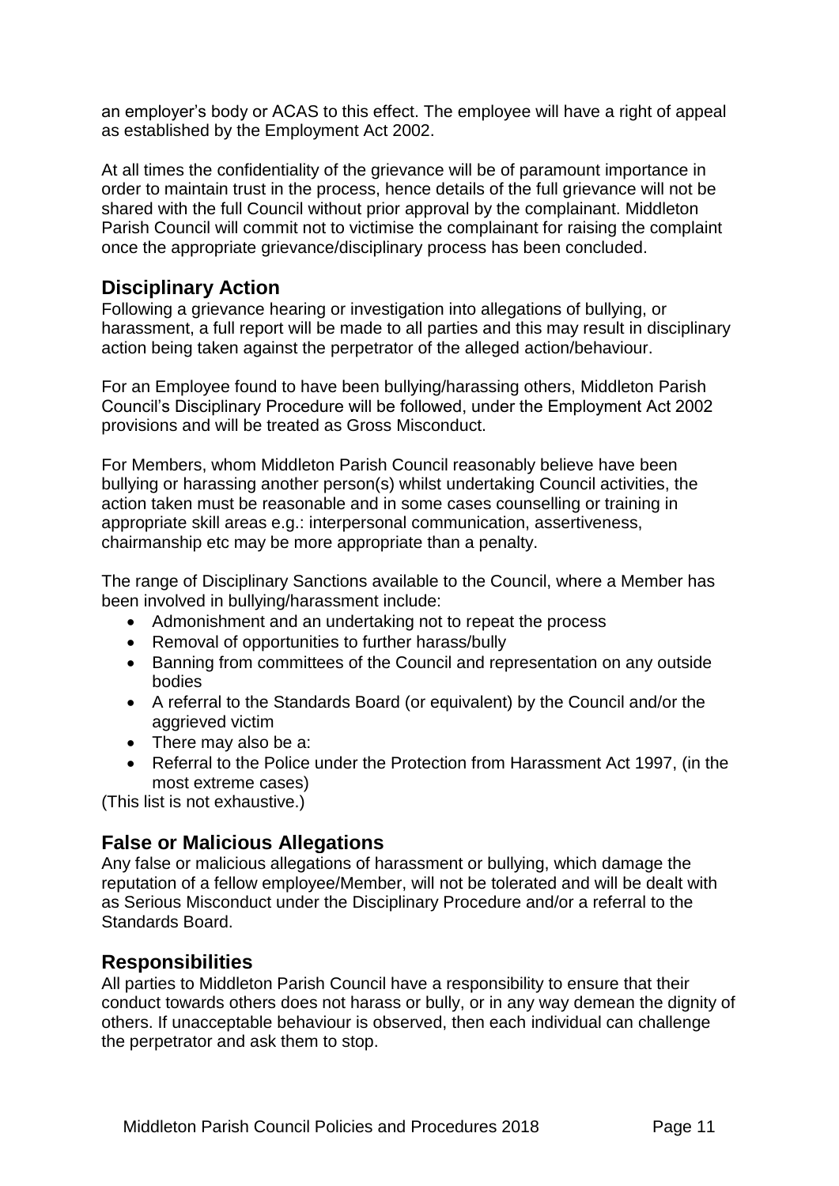an employer's body or ACAS to this effect. The employee will have a right of appeal as established by the Employment Act 2002.

At all times the confidentiality of the grievance will be of paramount importance in order to maintain trust in the process, hence details of the full grievance will not be shared with the full Council without prior approval by the complainant. Middleton Parish Council will commit not to victimise the complainant for raising the complaint once the appropriate grievance/disciplinary process has been concluded.

## Disciplinary Action

Following a grievance hearing or investigation into allegations of bullying, or harassment, a full report will be made to all parties and this may result in disciplinary action being taken against the perpetrator of the alleged action/behaviour.

For an Employee found to have been bullying/harassing others, Middleton Parish Council's Disciplinary Procedure will be followed, under the Employment Act 2002 provisions and will be treated as Gross Misconduct.

For Members, whom Middleton Parish Council reasonably believe have been bullying or harassing another person(s) whilst undertaking Council activities, the action taken must be reasonable and in some cases counselling or training in appropriate skill areas e.g.: interpersonal communication, assertiveness, chairmanship etc may be more appropriate than a penalty.

The range of Disciplinary Sanctions available to the Council, where a Member has been involved in bullying/harassment include:

- Admonishment and an undertaking not to repeat the process
- Removal of opportunities to further harass/bully
- Banning from committees of the Council and representation on any outside bodies
- A referral to the Standards Board (or equivalent) by the Council and/or the aggrieved victim
- There may also be a:
- Referral to the Police under the Protection from Harassment Act 1997, (in the most extreme cases)

(This list is not exhaustive.)

## False or Malicious Allegations

Any false or malicious allegations of harassment or bullying, which damage the reputation of a fellow employee/Member, will not be tolerated and will be dealt with as Serious Misconduct under the Disciplinary Procedure and/or a referral to the Standards Board.

## Responsibilities

All parties to Middleton Parish Council have a responsibility to ensure that their conduct towards others does not harass or bully, or in any way demean the dignity of others. If unacceptable behaviour is observed, then each individual can challenge the perpetrator and ask them to stop.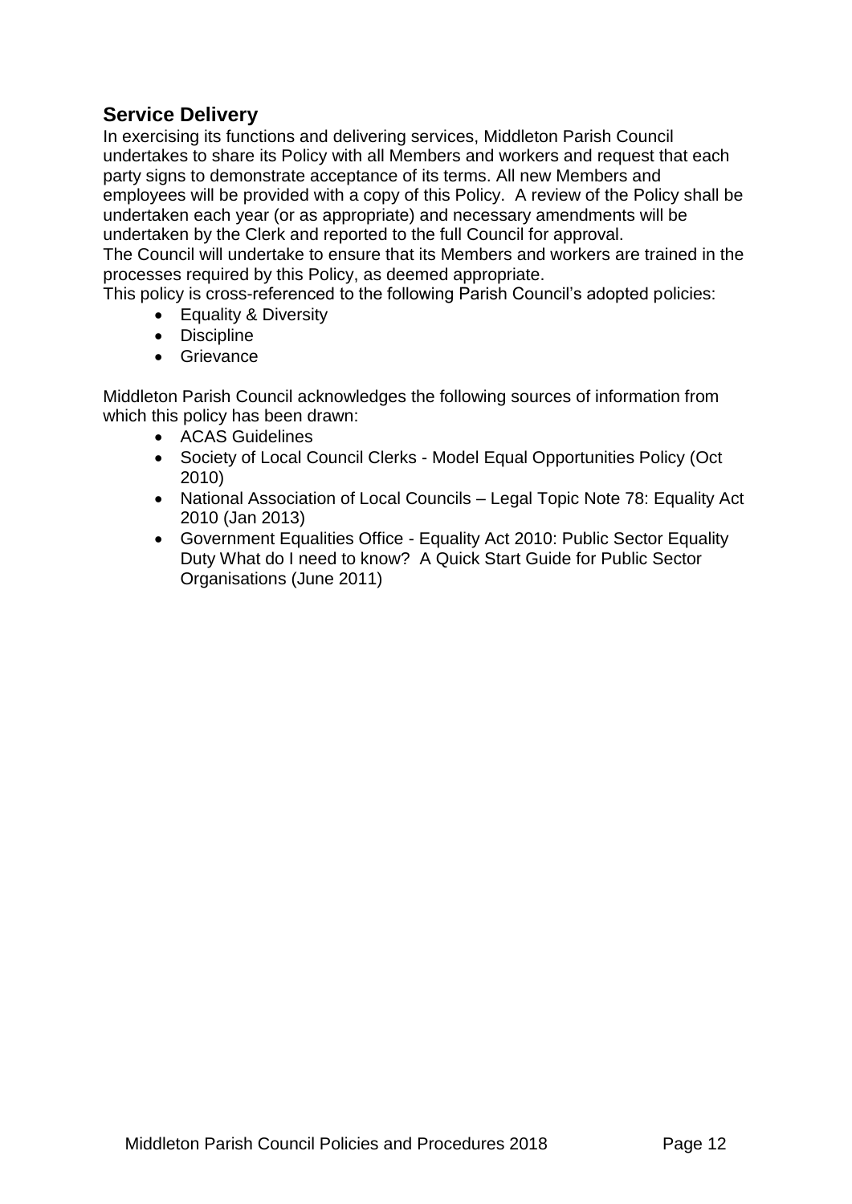## Service Delivery

In exercising its functions and delivering services, Middleton Parish Council undertakes to share its Policy with all Members and workers and request that each party signs to demonstrate acceptance of its terms. All new Members and employees will be provided with a copy of this Policy. A review of the Policy shall be undertaken each year (or as appropriate) and necessary amendments will be undertaken by the Clerk and reported to the full Council for approval.
The Council will undertake to ensure that its Members and workers are trained in the processes required by this Policy, as deemed appropriate.
This policy is cross-referenced to the following Parish Council's adopted policies:

- Equality & Diversity
- Discipline
- Grievance

Middleton Parish Council acknowledges the following sources of information from which this policy has been drawn:

- ACAS Guidelines
- Society of Local Council Clerks - Model Equal Opportunities Policy (Oct 2010)
- National Association of Local Councils – Legal Topic Note 78: Equality Act 2010 (Jan 2013)
- Government Equalities Office - Equality Act 2010: Public Sector Equality Duty What do I need to know? A Quick Start Guide for Public Sector Organisations (June 2011)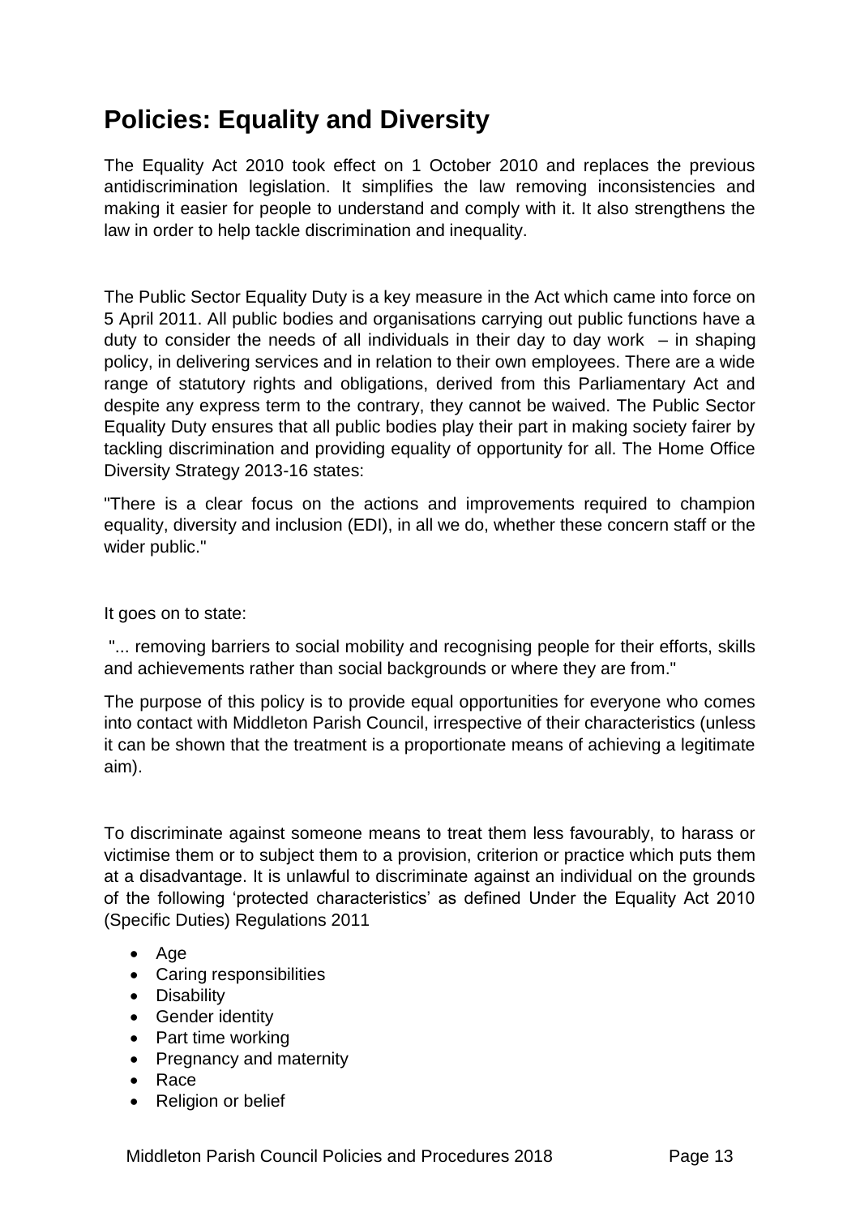# Policies: Equality and Diversity

The Equality Act 2010 took effect on 1 October 2010 and replaces the previous antidiscrimination legislation. It simplifies the law removing inconsistencies and making it easier for people to understand and comply with it. It also strengthens the law in order to help tackle discrimination and inequality.

The Public Sector Equality Duty is a key measure in the Act which came into force on 5 April 2011. All public bodies and organisations carrying out public functions have a duty to consider the needs of all individuals in their day to day work – in shaping policy, in delivering services and in relation to their own employees. There are a wide range of statutory rights and obligations, derived from this Parliamentary Act and despite any express term to the contrary, they cannot be waived. The Public Sector Equality Duty ensures that all public bodies play their part in making society fairer by tackling discrimination and providing equality of opportunity for all. The Home Office Diversity Strategy 2013-16 states:

"There is a clear focus on the actions and improvements required to champion equality, diversity and inclusion (EDI), in all we do, whether these concern staff or the wider public."

It goes on to state:

"... removing barriers to social mobility and recognising people for their efforts, skills and achievements rather than social backgrounds or where they are from."

The purpose of this policy is to provide equal opportunities for everyone who comes into contact with Middleton Parish Council, irrespective of their characteristics (unless it can be shown that the treatment is a proportionate means of achieving a legitimate aim).

To discriminate against someone means to treat them less favourably, to harass or victimise them or to subject them to a provision, criterion or practice which puts them at a disadvantage. It is unlawful to discriminate against an individual on the grounds of the following 'protected characteristics' as defined Under the Equality Act 2010 (Specific Duties) Regulations 2011

- Age
- Caring responsibilities
- Disability
- Gender identity
- Part time working
- Pregnancy and maternity
- Race
- Religion or belief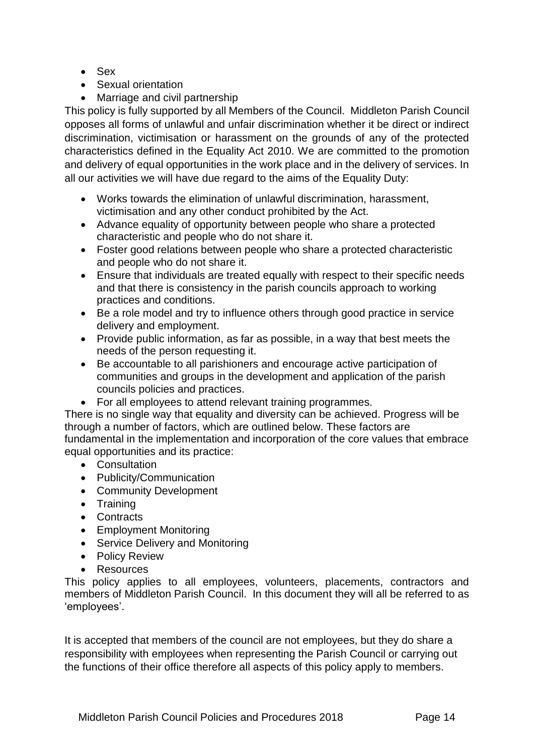- Sex
- Sexual orientation
- Marriage and civil partnership

This policy is fully supported by all Members of the Council. Middleton Parish Council opposes all forms of unlawful and unfair discrimination whether it be direct or indirect discrimination, victimisation or harassment on the grounds of any of the protected characteristics defined in the Equality Act 2010. We are committed to the promotion and delivery of equal opportunities in the work place and in the delivery of services. In all our activities we will have due regard to the aims of the Equality Duty:

- Works towards the elimination of unlawful discrimination, harassment, victimisation and any other conduct prohibited by the Act.
- Advance equality of opportunity between people who share a protected characteristic and people who do not share it.
- Foster good relations between people who share a protected characteristic and people who do not share it.
- Ensure that individuals are treated equally with respect to their specific needs and that there is consistency in the parish councils approach to working practices and conditions.
- Be a role model and try to influence others through good practice in service delivery and employment.
- Provide public information, as far as possible, in a way that best meets the needs of the person requesting it.
- Be accountable to all parishioners and encourage active participation of communities and groups in the development and application of the parish councils policies and practices.
- For all employees to attend relevant training programmes.

There is no single way that equality and diversity can be achieved. Progress will be through a number of factors, which are outlined below. These factors are fundamental in the implementation and incorporation of the core values that embrace equal opportunities and its practice:

- Consultation
- Publicity/Communication
- Community Development
- Training
- Contracts
- Employment Monitoring
- Service Delivery and Monitoring
- Policy Review
- Resources

This policy applies to all employees, volunteers, placements, contractors and members of Middleton Parish Council. In this document they will all be referred to as 'employees'.

It is accepted that members of the council are not employees, but they do share a responsibility with employees when representing the Parish Council or carrying out the functions of their office therefore all aspects of this policy apply to members.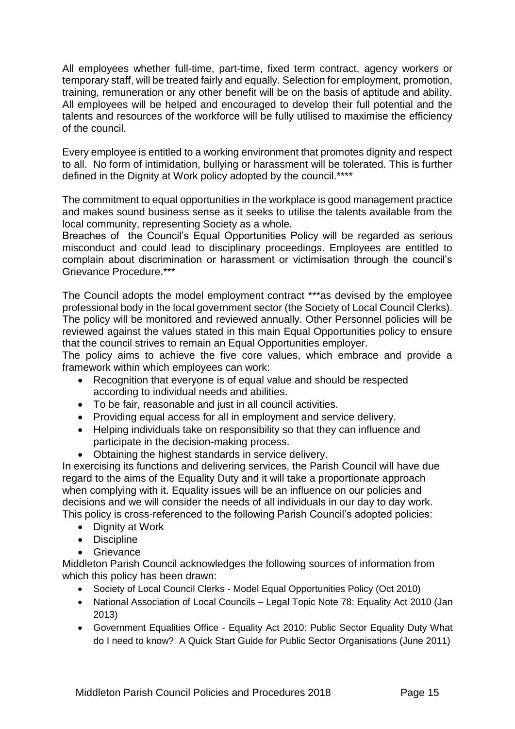All employees whether full-time, part-time, fixed term contract, agency workers or temporary staff, will be treated fairly and equally. Selection for employment, promotion, training, remuneration or any other benefit will be on the basis of aptitude and ability. All employees will be helped and encouraged to develop their full potential and the talents and resources of the workforce will be fully utilised to maximise the efficiency of the council.

Every employee is entitled to a working environment that promotes dignity and respect to all. No form of intimidation, bullying or harassment will be tolerated. This is further defined in the Dignity at Work policy adopted by the council.****

The commitment to equal opportunities in the workplace is good management practice and makes sound business sense as it seeks to utilise the talents available from the local community, representing Society as a whole.
Breaches of the Council's Equal Opportunities Policy will be regarded as serious misconduct and could lead to disciplinary proceedings. Employees are entitled to complain about discrimination or harassment or victimisation through the council's Grievance Procedure.***

The Council adopts the model employment contract ***as devised by the employee professional body in the local government sector (the Society of Local Council Clerks). The policy will be monitored and reviewed annually. Other Personnel policies will be reviewed against the values stated in this main Equal Opportunities policy to ensure that the council strives to remain an Equal Opportunities employer.
The policy aims to achieve the five core values, which embrace and provide a framework within which employees can work:

- Recognition that everyone is of equal value and should be respected according to individual needs and abilities.
- To be fair, reasonable and just in all council activities.
- Providing equal access for all in employment and service delivery.
- Helping individuals take on responsibility so that they can influence and participate in the decision-making process.
- Obtaining the highest standards in service delivery.

In exercising its functions and delivering services, the Parish Council will have due regard to the aims of the Equality Duty and it will take a proportionate approach when complying with it. Equality issues will be an influence on our policies and decisions and we will consider the needs of all individuals in our day to day work.
This policy is cross-referenced to the following Parish Council's adopted policies:

- Dignity at Work
- Discipline
- Grievance

Middleton Parish Council acknowledges the following sources of information from which this policy has been drawn:

- Society of Local Council Clerks - Model Equal Opportunities Policy (Oct 2010)
- National Association of Local Councils – Legal Topic Note 78: Equality Act 2010 (Jan 2013)
- Government Equalities Office - Equality Act 2010: Public Sector Equality Duty What do I need to know? A Quick Start Guide for Public Sector Organisations (June 2011)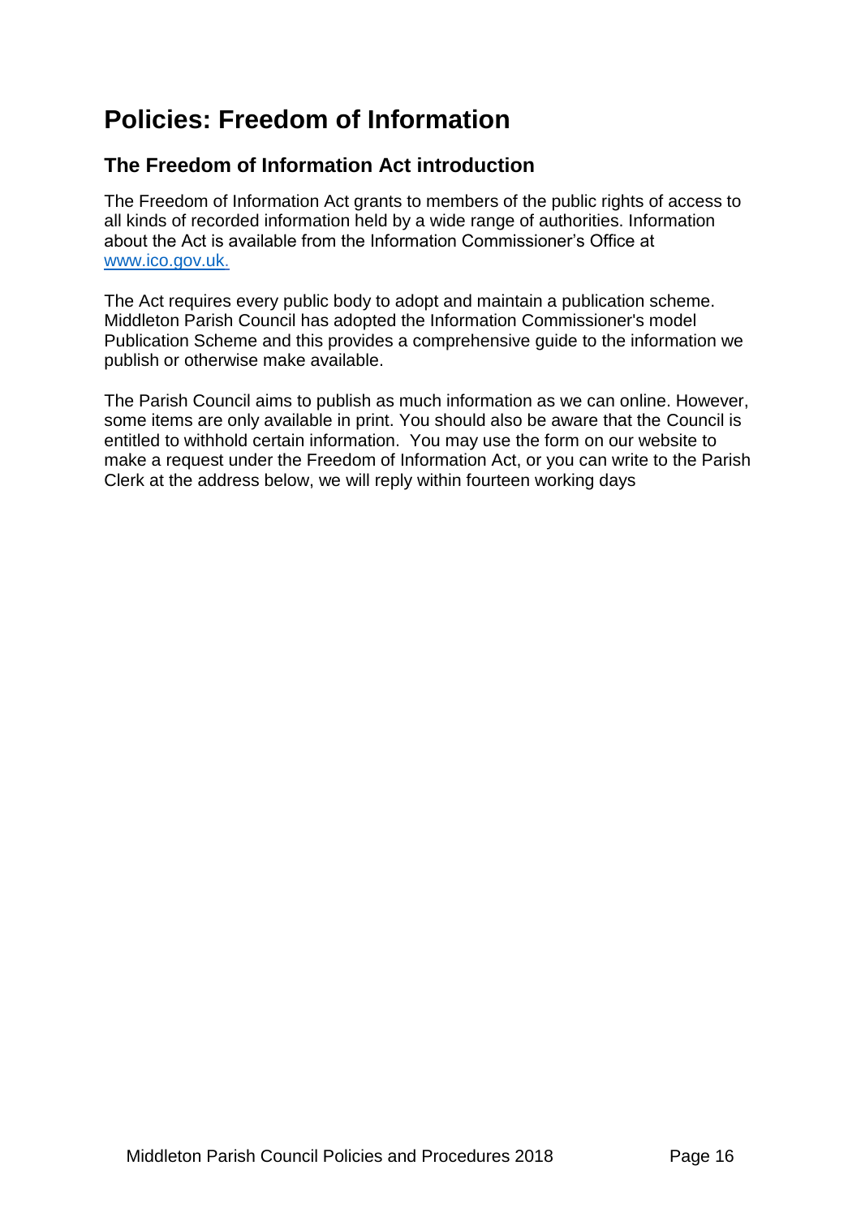# Policies: Freedom of Information

## The Freedom of Information Act introduction

The Freedom of Information Act grants to members of the public rights of access to all kinds of recorded information held by a wide range of authorities. Information about the Act is available from the Information Commissioner's Office at [www.ico.gov.uk.](http://www.ico.gov.uk)

The Act requires every public body to adopt and maintain a publication scheme. Middleton Parish Council has adopted the Information Commissioner's model Publication Scheme and this provides a comprehensive guide to the information we publish or otherwise make available.

The Parish Council aims to publish as much information as we can online. However, some items are only available in print. You should also be aware that the Council is entitled to withhold certain information. You may use the form on our website to make a request under the Freedom of Information Act, or you can write to the Parish Clerk at the address below, we will reply within fourteen working days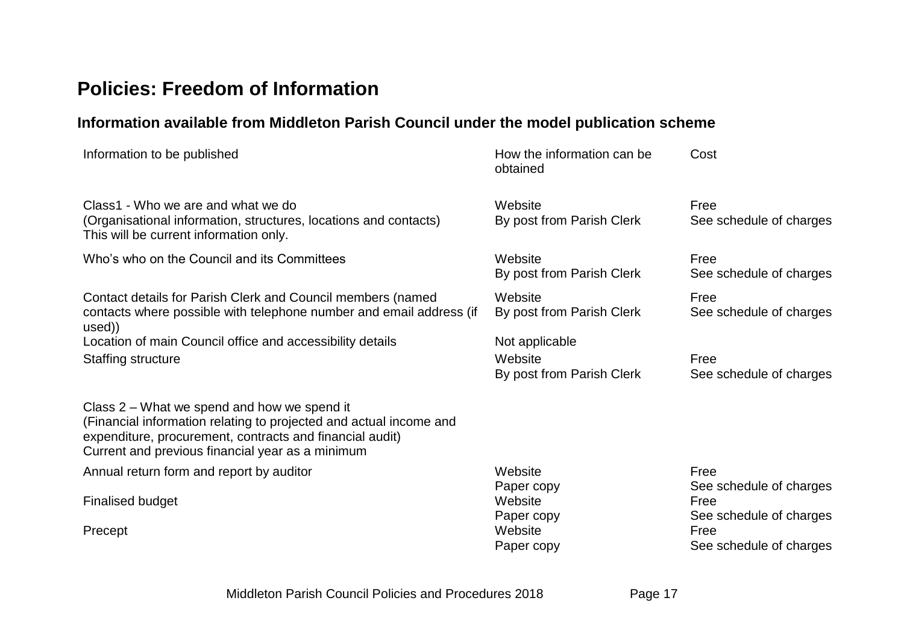# Policies: Freedom of Information

## Information available from Middleton Parish Council under the model publication scheme

| Information to be published | How the information can be obtained | Cost |
|---|---|---|
| Class1 - Who we are and what we do<br>(Organisational information, structures, locations and contacts)<br>This will be current information only. | Website<br>By post from Parish Clerk | Free<br>See schedule of charges |
| Who's who on the Council and its Committees | Website<br>By post from Parish Clerk | Free<br>See schedule of charges |
| Contact details for Parish Clerk and Council members (named contacts where possible with telephone number and email address (if used)) | Website<br>By post from Parish Clerk | Free<br>See schedule of charges |
| Location of main Council office and accessibility details | Not applicable | |
| Staffing structure | Website<br>By post from Parish Clerk | Free<br>See schedule of charges |
| Class 2 – What we spend and how we spend it<br>(Financial information relating to projected and actual income and expenditure, procurement, contracts and financial audit)<br>Current and previous financial year as a minimum | | |
| Annual return form and report by auditor | Website<br>Paper copy | Free<br>See schedule of charges |
| Finalised budget | Website<br>Paper copy | Free<br>See schedule of charges |
| Precept | Website<br>Paper copy | Free<br>See schedule of charges |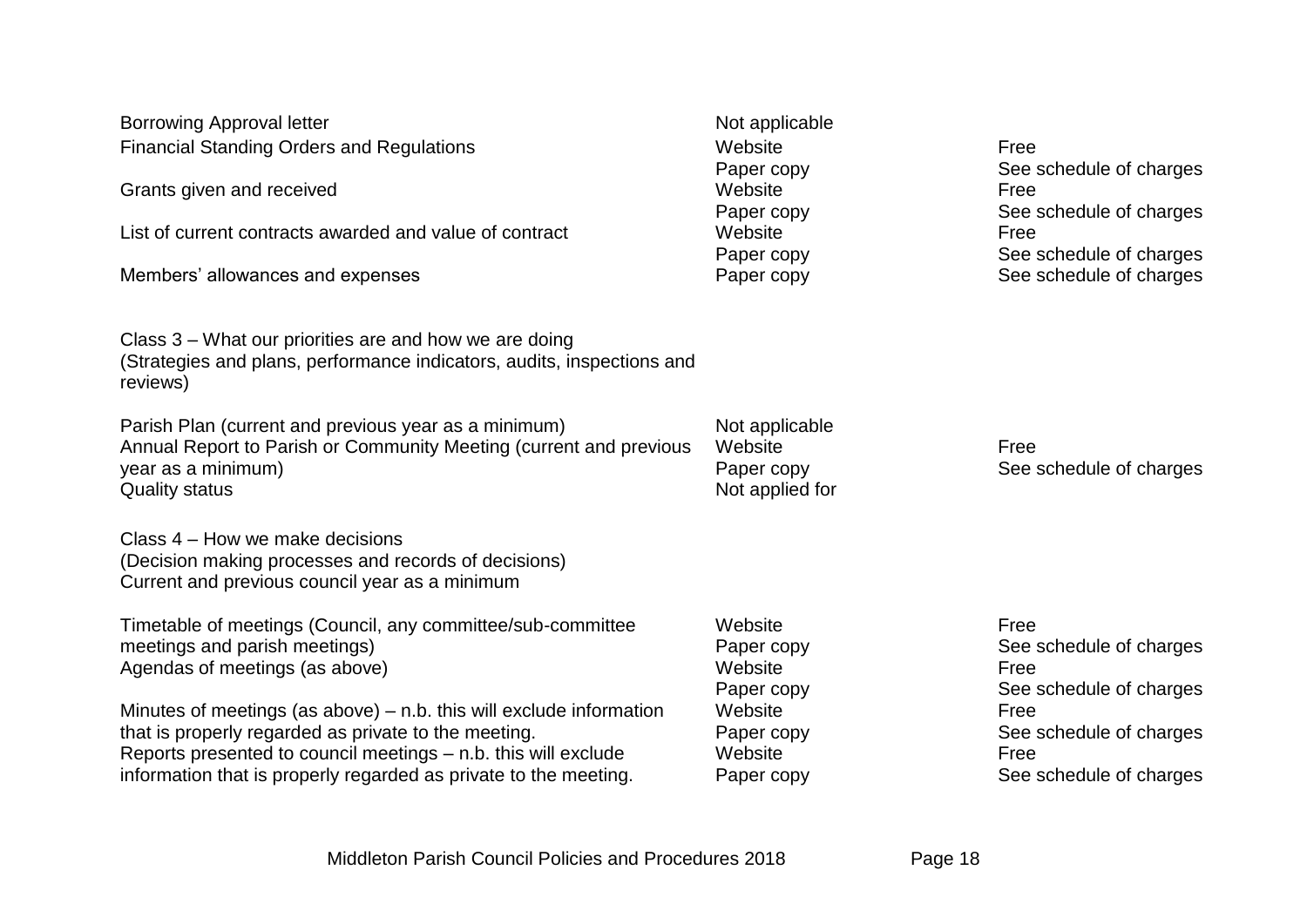| | | |
|---|---|---|
| Borrowing Approval letter | Not applicable | |
| Financial Standing Orders and Regulations | Website | Free |
| | Paper copy | See schedule of charges |
| Grants given and received | Website | Free |
| | Paper copy | See schedule of charges |
| List of current contracts awarded and value of contract | Website | Free |
| | Paper copy | See schedule of charges |
| Members' allowances and expenses | Paper copy | See schedule of charges |

Class 3 – What our priorities are and how we are doing
(Strategies and plans, performance indicators, audits, inspections and reviews)

| | | |
|---|---|---|
| Parish Plan (current and previous year as a minimum) | Not applicable | |
| Annual Report to Parish or Community Meeting (current and previous year as a minimum) | Website | Free |
| | Paper copy | See schedule of charges |
| Quality status | Not applied for | |

Class 4 – How we make decisions
(Decision making processes and records of decisions)
Current and previous council year as a minimum

| | | |
|---|---|---|
| Timetable of meetings (Council, any committee/sub-committee meetings and parish meetings) | Website | Free |
| | Paper copy | See schedule of charges |
| Agendas of meetings (as above) | Website | Free |
| | Paper copy | See schedule of charges |
| Minutes of meetings (as above) – n.b. this will exclude information that is properly regarded as private to the meeting. | Website | Free |
| | Paper copy | See schedule of charges |
| Reports presented to council meetings – n.b. this will exclude information that is properly regarded as private to the meeting. | Website | Free |
| | Paper copy | See schedule of charges |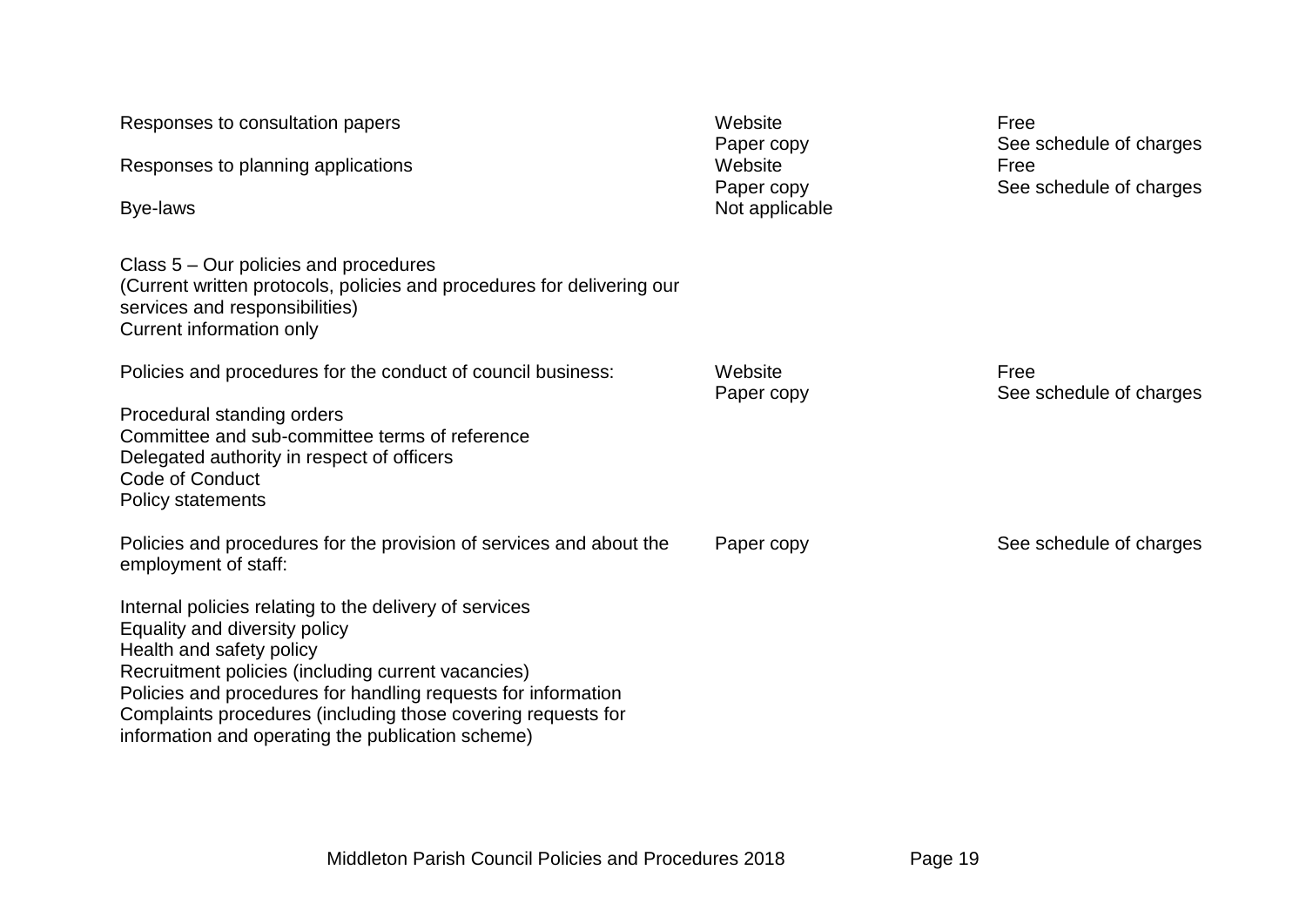| | | |
|---|---|---|
| Responses to consultation papers | Website<br>Paper copy | Free<br>See schedule of charges |
| Responses to planning applications | Website<br>Paper copy | Free<br>See schedule of charges |
| Bye-laws | Not applicable | |
| **Class 5 – Our policies and procedures**<br>(Current written protocols, policies and procedures for delivering our services and responsibilities)<br>Current information only | | |
| Policies and procedures for the conduct of council business:<br><br>Procedural standing orders<br>Committee and sub-committee terms of reference<br>Delegated authority in respect of officers<br>Code of Conduct<br>Policy statements | Website<br>Paper copy | Free<br>See schedule of charges |
| Policies and procedures for the provision of services and about the employment of staff:<br><br>Internal policies relating to the delivery of services<br>Equality and diversity policy<br>Health and safety policy<br>Recruitment policies (including current vacancies)<br>Policies and procedures for handling requests for information<br>Complaints procedures (including those covering requests for information and operating the publication scheme) | Paper copy | See schedule of charges |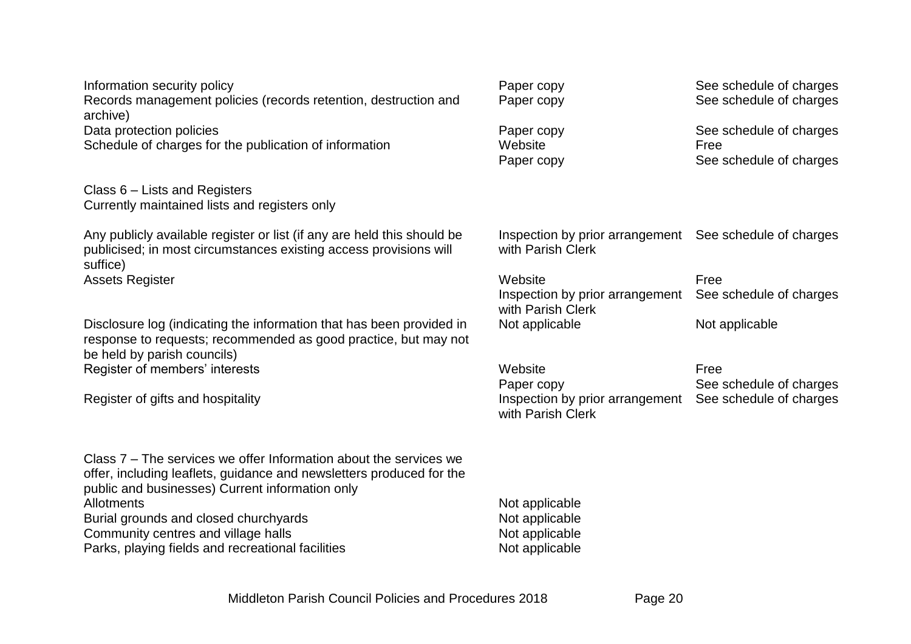| | | |
|---|---|---|
| Information security policy | Paper copy | See schedule of charges |
| Records management policies (records retention, destruction and archive) | Paper copy | See schedule of charges |
| Data protection policies | Paper copy | See schedule of charges |
| Schedule of charges for the publication of information | Website | Free |
| | Paper copy | See schedule of charges |
| **Class 6 – Lists and Registers**<br>Currently maintained lists and registers only | | |
| Any publicly available register or list (if any are held this should be publicised; in most circumstances existing access provisions will suffice) | Inspection by prior arrangement with Parish Clerk | See schedule of charges |
| Assets Register | Website | Free |
| | Inspection by prior arrangement with Parish Clerk | See schedule of charges |
| Disclosure log (indicating the information that has been provided in response to requests; recommended as good practice, but may not be held by parish councils) | Not applicable | Not applicable |
| Register of members' interests | Website | Free |
| | Paper copy | See schedule of charges |
| Register of gifts and hospitality | Inspection by prior arrangement with Parish Clerk | See schedule of charges |
| **Class 7 – The services we offer** Information about the services we offer, including leaflets, guidance and newsletters produced for the public and businesses) Current information only | | |
| Allotments | Not applicable | |
| Burial grounds and closed churchyards | Not applicable | |
| Community centres and village halls | Not applicable | |
| Parks, playing fields and recreational facilities | Not applicable | |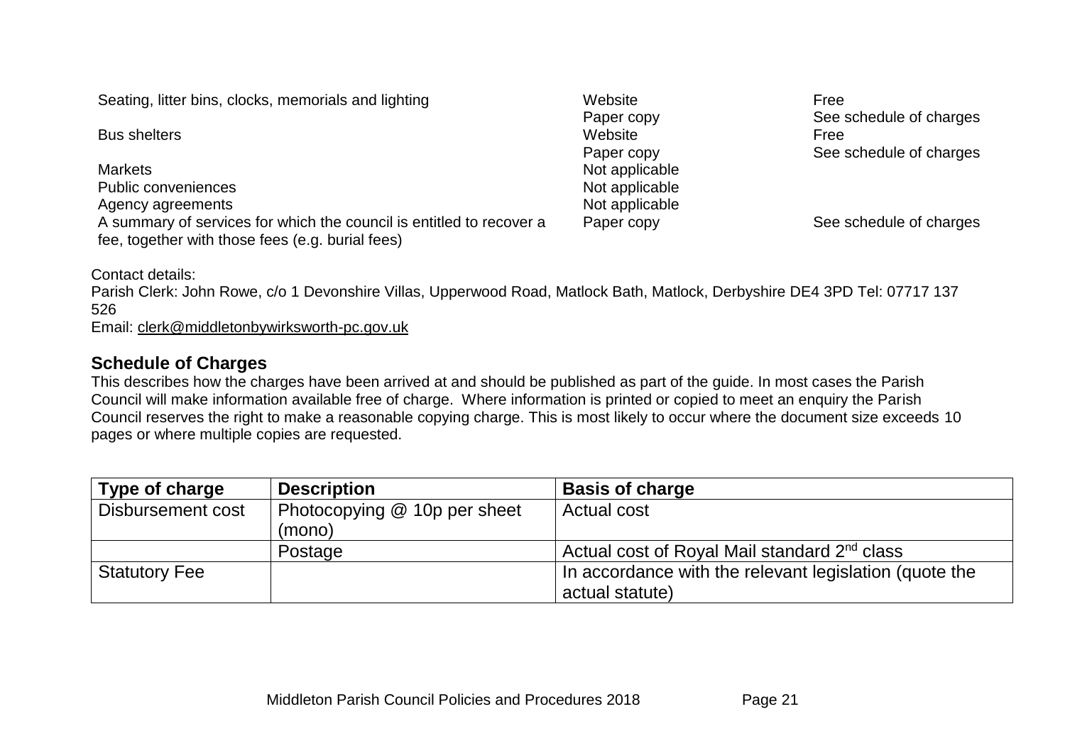| | | |
|---|---|---|
| Seating, litter bins, clocks, memorials and lighting | Website | Free |
| | Paper copy | See schedule of charges |
| Bus shelters | Website | Free |
| | Paper copy | See schedule of charges |
| Markets | Not applicable | |
| Public conveniences | Not applicable | |
| Agency agreements | Not applicable | |
| A summary of services for which the council is entitled to recover a fee, together with those fees (e.g. burial fees) | Paper copy | See schedule of charges |

Contact details:
Parish Clerk: John Rowe, c/o 1 Devonshire Villas, Upperwood Road, Matlock Bath, Matlock, Derbyshire DE4 3PD Tel: 07717 137 526
Email: clerk@middletonbywirksworth-pc.gov.uk

## Schedule of Charges

This describes how the charges have been arrived at and should be published as part of the guide. In most cases the Parish Council will make information available free of charge. Where information is printed or copied to meet an enquiry the Parish Council reserves the right to make a reasonable copying charge. This is most likely to occur where the document size exceeds 10 pages or where multiple copies are requested.

| Type of charge | Description | Basis of charge |
|---|---|---|
| Disbursement cost | Photocopying @ 10p per sheet (mono) | Actual cost |
| | Postage | Actual cost of Royal Mail standard 2nd class |
| Statutory Fee | | In accordance with the relevant legislation (quote the actual statute) |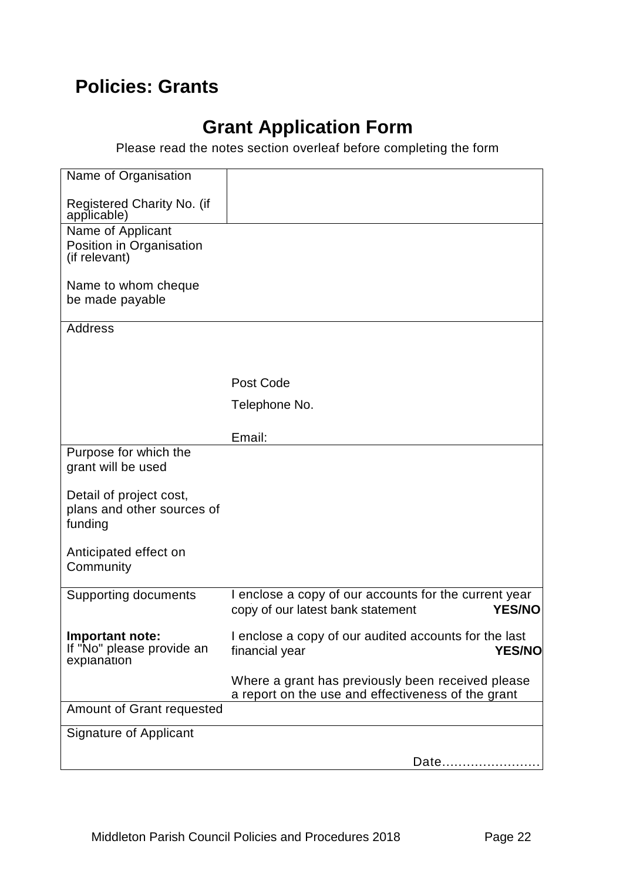# Policies: Grants

## Grant Application Form

Please read the notes section overleaf before completing the form

| | |
|---|---|
| Name of Organisation<br><br>Registered Charity No. (if applicable) | |
| Name of Applicant<br>Position in Organisation (if relevant)<br><br>Name to whom cheque be made payable | |
| Address | <br><br>Post Code<br>Telephone No.<br><br>Email: |
| Purpose for which the grant will be used<br><br>Detail of project cost, plans and other sources of funding<br><br>Anticipated effect on Community | |
| Supporting documents<br><br>**Important note:** If "No" please provide an explanation | I enclose a copy of our accounts for the current year copy of our latest bank statement **YES/NO**<br><br>I enclose a copy of our audited accounts for the last financial year **YES/NO**<br><br>Where a grant has previously been received please a report on the use and effectiveness of the grant |
| Amount of Grant requested | |
| Signature of Applicant | Date........................ |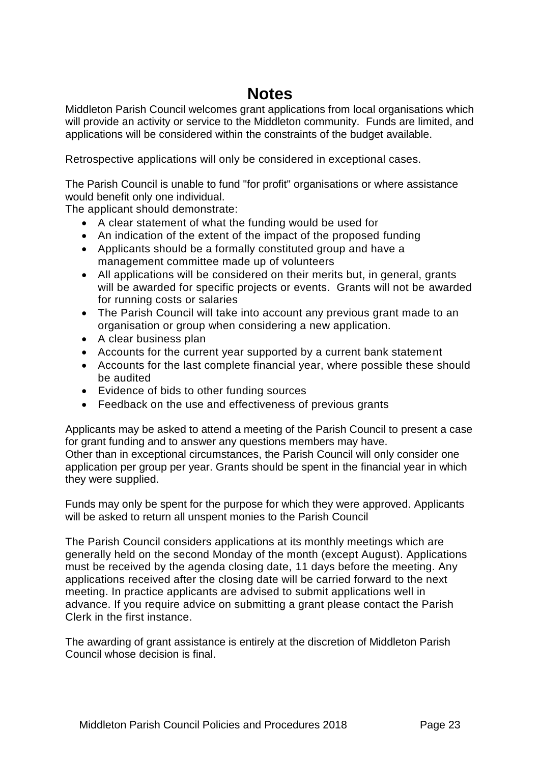# Notes

Middleton Parish Council welcomes grant applications from local organisations which will provide an activity or service to the Middleton community. Funds are limited, and applications will be considered within the constraints of the budget available.

Retrospective applications will only be considered in exceptional cases.

The Parish Council is unable to fund "for profit" organisations or where assistance would benefit only one individual.

The applicant should demonstrate:

- A clear statement of what the funding would be used for
- An indication of the extent of the impact of the proposed funding
- Applicants should be a formally constituted group and have a management committee made up of volunteers
- All applications will be considered on their merits but, in general, grants will be awarded for specific projects or events. Grants will not be awarded for running costs or salaries
- The Parish Council will take into account any previous grant made to an organisation or group when considering a new application.
- A clear business plan
- Accounts for the current year supported by a current bank statement
- Accounts for the last complete financial year, where possible these should be audited
- Evidence of bids to other funding sources
- Feedback on the use and effectiveness of previous grants

Applicants may be asked to attend a meeting of the Parish Council to present a case for grant funding and to answer any questions members may have.

Other than in exceptional circumstances, the Parish Council will only consider one application per group per year. Grants should be spent in the financial year in which they were supplied.

Funds may only be spent for the purpose for which they were approved. Applicants will be asked to return all unspent monies to the Parish Council

The Parish Council considers applications at its monthly meetings which are generally held on the second Monday of the month (except August). Applications must be received by the agenda closing date, 11 days before the meeting. Any applications received after the closing date will be carried forward to the next meeting. In practice applicants are advised to submit applications well in advance. If you require advice on submitting a grant please contact the Parish Clerk in the first instance.

The awarding of grant assistance is entirely at the discretion of Middleton Parish Council whose decision is final.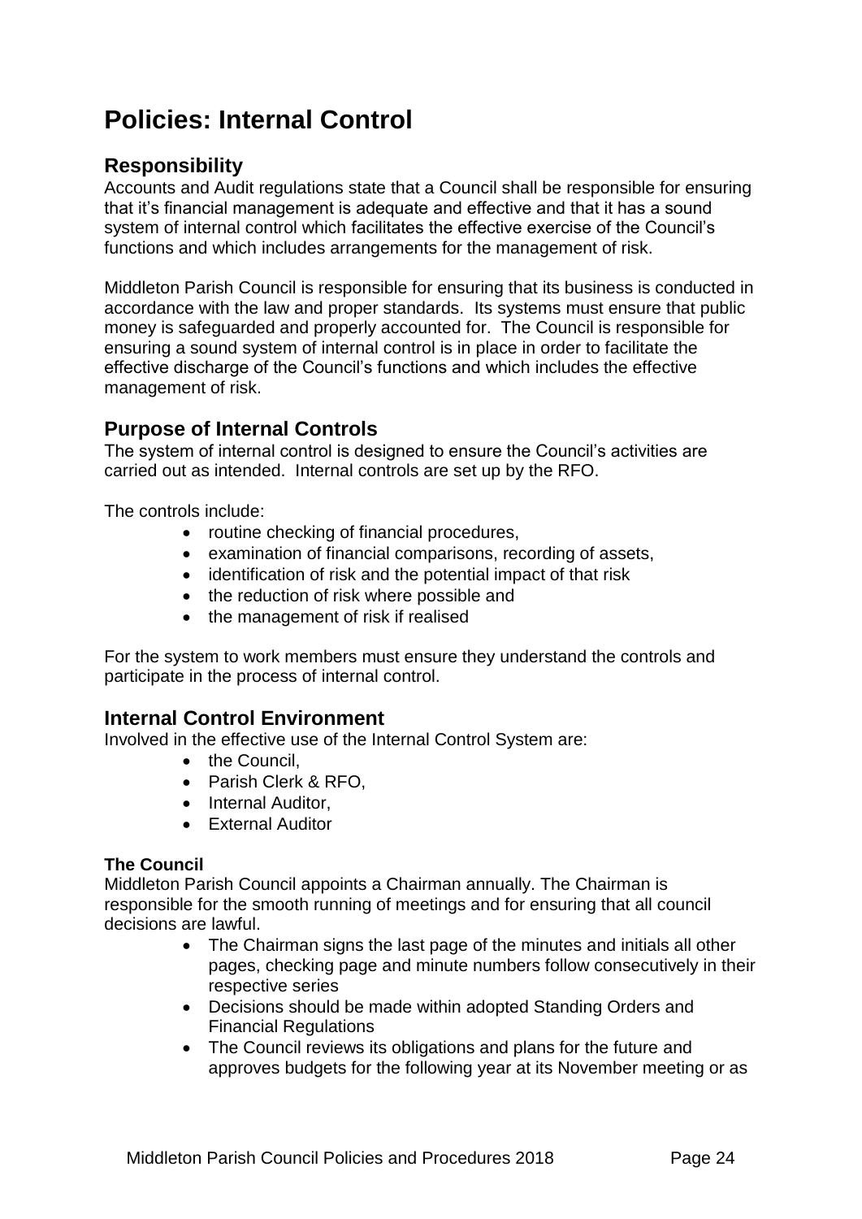# Policies: Internal Control

## Responsibility

Accounts and Audit regulations state that a Council shall be responsible for ensuring that it's financial management is adequate and effective and that it has a sound system of internal control which facilitates the effective exercise of the Council's functions and which includes arrangements for the management of risk.

Middleton Parish Council is responsible for ensuring that its business is conducted in accordance with the law and proper standards. Its systems must ensure that public money is safeguarded and properly accounted for. The Council is responsible for ensuring a sound system of internal control is in place in order to facilitate the effective discharge of the Council's functions and which includes the effective management of risk.

## Purpose of Internal Controls

The system of internal control is designed to ensure the Council's activities are carried out as intended. Internal controls are set up by the RFO.

The controls include:

- routine checking of financial procedures,
- examination of financial comparisons, recording of assets,
- identification of risk and the potential impact of that risk
- the reduction of risk where possible and
- the management of risk if realised

For the system to work members must ensure they understand the controls and participate in the process of internal control.

## Internal Control Environment

Involved in the effective use of the Internal Control System are:

- the Council,
- Parish Clerk & RFO,
- Internal Auditor,
- External Auditor

**The Council**

Middleton Parish Council appoints a Chairman annually. The Chairman is responsible for the smooth running of meetings and for ensuring that all council decisions are lawful.

- The Chairman signs the last page of the minutes and initials all other pages, checking page and minute numbers follow consecutively in their respective series
- Decisions should be made within adopted Standing Orders and Financial Regulations
- The Council reviews its obligations and plans for the future and approves budgets for the following year at its November meeting or as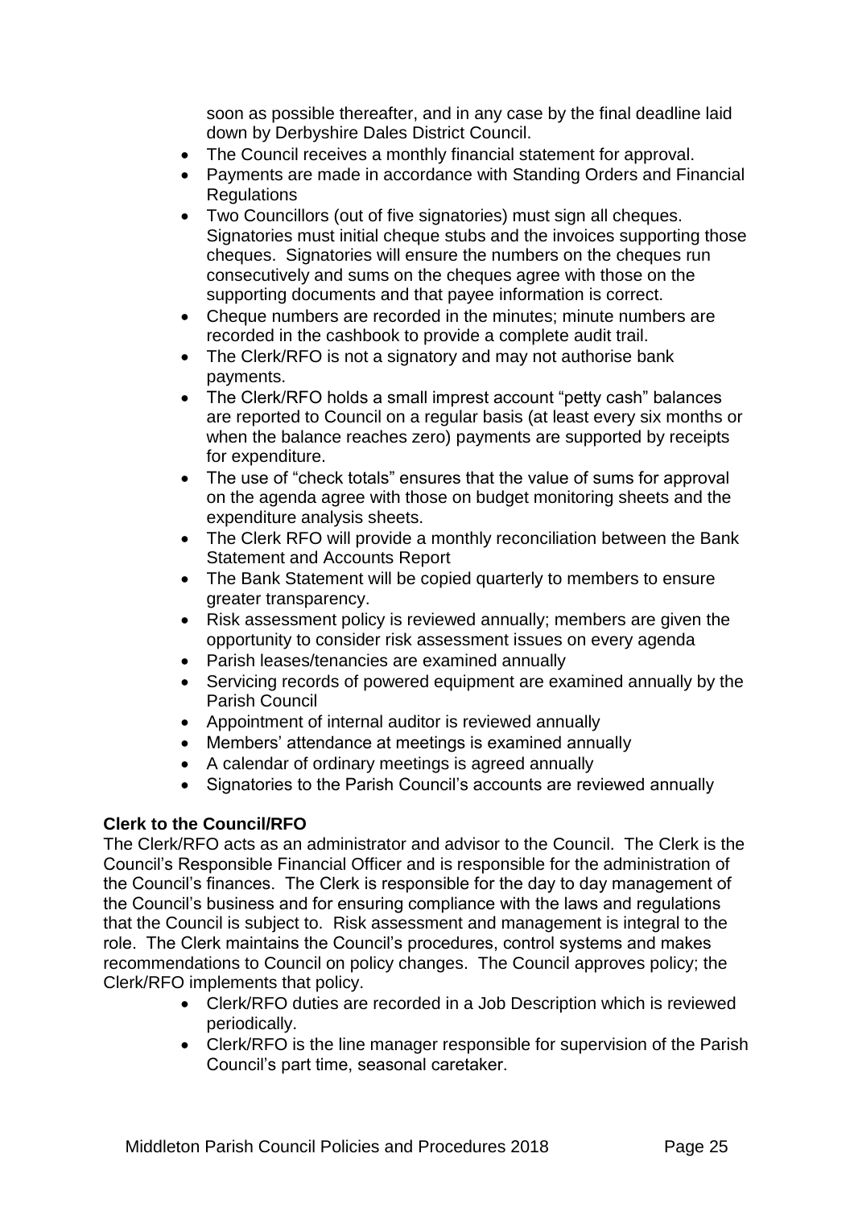soon as possible thereafter, and in any case by the final deadline laid down by Derbyshire Dales District Council.

- The Council receives a monthly financial statement for approval.
- Payments are made in accordance with Standing Orders and Financial Regulations
- Two Councillors (out of five signatories) must sign all cheques. Signatories must initial cheque stubs and the invoices supporting those cheques. Signatories will ensure the numbers on the cheques run consecutively and sums on the cheques agree with those on the supporting documents and that payee information is correct.
- Cheque numbers are recorded in the minutes; minute numbers are recorded in the cashbook to provide a complete audit trail.
- The Clerk/RFO is not a signatory and may not authorise bank payments.
- The Clerk/RFO holds a small imprest account "petty cash" balances are reported to Council on a regular basis (at least every six months or when the balance reaches zero) payments are supported by receipts for expenditure.
- The use of "check totals" ensures that the value of sums for approval on the agenda agree with those on budget monitoring sheets and the expenditure analysis sheets.
- The Clerk RFO will provide a monthly reconciliation between the Bank Statement and Accounts Report
- The Bank Statement will be copied quarterly to members to ensure greater transparency.
- Risk assessment policy is reviewed annually; members are given the opportunity to consider risk assessment issues on every agenda
- Parish leases/tenancies are examined annually
- Servicing records of powered equipment are examined annually by the Parish Council
- Appointment of internal auditor is reviewed annually
- Members' attendance at meetings is examined annually
- A calendar of ordinary meetings is agreed annually
- Signatories to the Parish Council's accounts are reviewed annually

**Clerk to the Council/RFO**

The Clerk/RFO acts as an administrator and advisor to the Council. The Clerk is the Council's Responsible Financial Officer and is responsible for the administration of the Council's finances. The Clerk is responsible for the day to day management of the Council's business and for ensuring compliance with the laws and regulations that the Council is subject to. Risk assessment and management is integral to the role. The Clerk maintains the Council's procedures, control systems and makes recommendations to Council on policy changes. The Council approves policy; the Clerk/RFO implements that policy.

- Clerk/RFO duties are recorded in a Job Description which is reviewed periodically.
- Clerk/RFO is the line manager responsible for supervision of the Parish Council's part time, seasonal caretaker.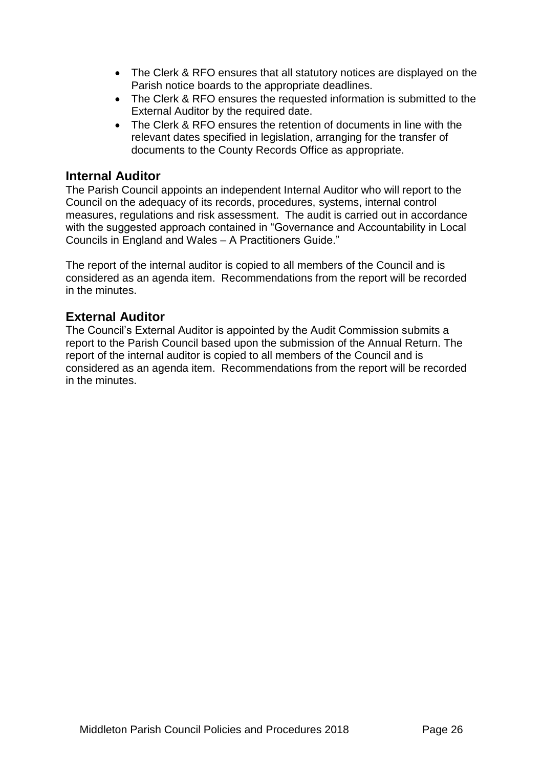- The Clerk & RFO ensures that all statutory notices are displayed on the Parish notice boards to the appropriate deadlines.
- The Clerk & RFO ensures the requested information is submitted to the External Auditor by the required date.
- The Clerk & RFO ensures the retention of documents in line with the relevant dates specified in legislation, arranging for the transfer of documents to the County Records Office as appropriate.

## Internal Auditor

The Parish Council appoints an independent Internal Auditor who will report to the Council on the adequacy of its records, procedures, systems, internal control measures, regulations and risk assessment. The audit is carried out in accordance with the suggested approach contained in "Governance and Accountability in Local Councils in England and Wales – A Practitioners Guide."

The report of the internal auditor is copied to all members of the Council and is considered as an agenda item. Recommendations from the report will be recorded in the minutes.

## External Auditor

The Council's External Auditor is appointed by the Audit Commission submits a report to the Parish Council based upon the submission of the Annual Return. The report of the internal auditor is copied to all members of the Council and is considered as an agenda item. Recommendations from the report will be recorded in the minutes.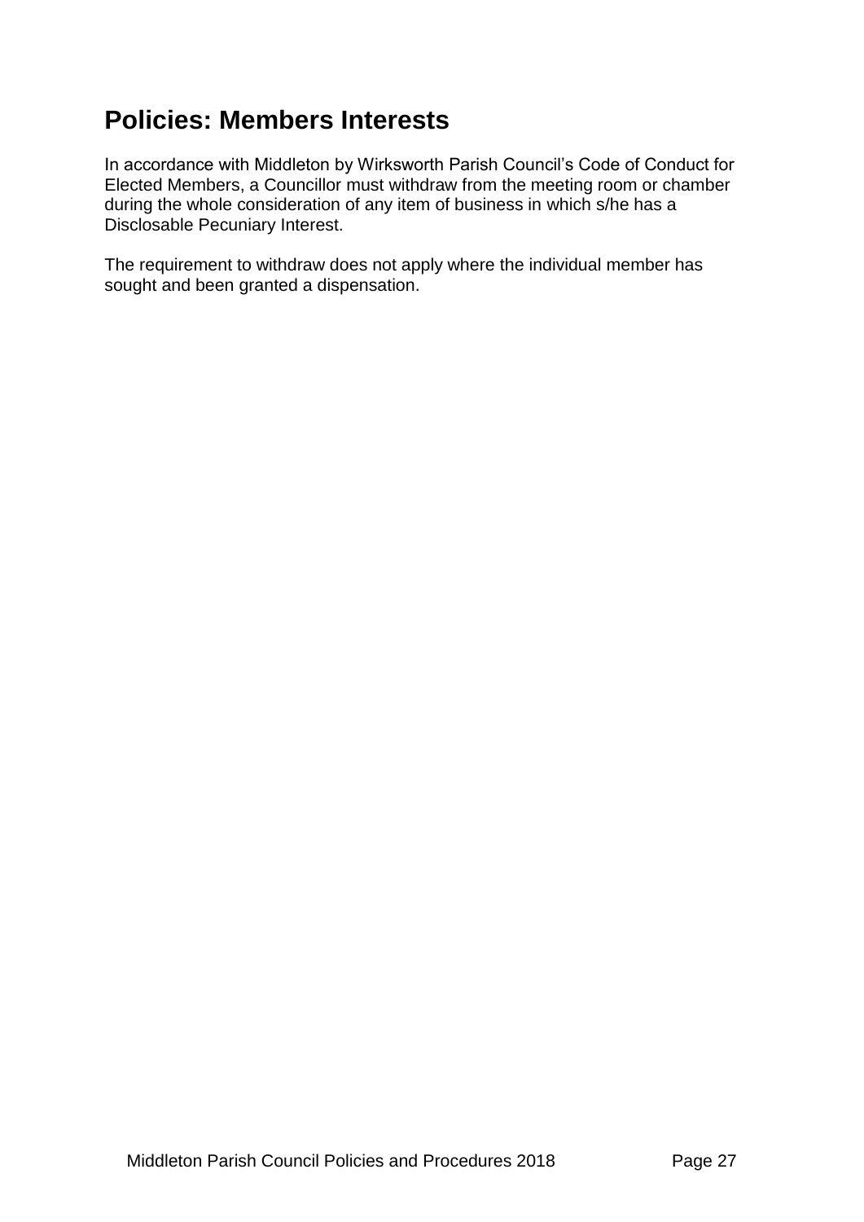# Policies: Members Interests

In accordance with Middleton by Wirksworth Parish Council's Code of Conduct for Elected Members, a Councillor must withdraw from the meeting room or chamber during the whole consideration of any item of business in which s/he has a Disclosable Pecuniary Interest.

The requirement to withdraw does not apply where the individual member has sought and been granted a dispensation.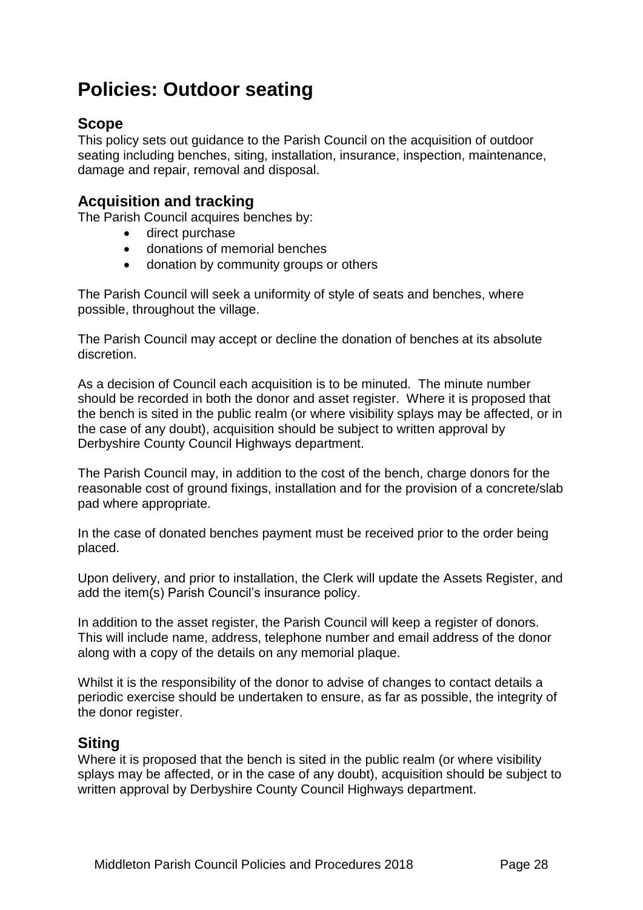# Policies: Outdoor seating

## Scope

This policy sets out guidance to the Parish Council on the acquisition of outdoor seating including benches, siting, installation, insurance, inspection, maintenance, damage and repair, removal and disposal.

## Acquisition and tracking

The Parish Council acquires benches by:

- direct purchase
- donations of memorial benches
- donation by community groups or others

The Parish Council will seek a uniformity of style of seats and benches, where possible, throughout the village.

The Parish Council may accept or decline the donation of benches at its absolute discretion.

As a decision of Council each acquisition is to be minuted. The minute number should be recorded in both the donor and asset register. Where it is proposed that the bench is sited in the public realm (or where visibility splays may be affected, or in the case of any doubt), acquisition should be subject to written approval by Derbyshire County Council Highways department.

The Parish Council may, in addition to the cost of the bench, charge donors for the reasonable cost of ground fixings, installation and for the provision of a concrete/slab pad where appropriate.

In the case of donated benches payment must be received prior to the order being placed.

Upon delivery, and prior to installation, the Clerk will update the Assets Register, and add the item(s) Parish Council's insurance policy.

In addition to the asset register, the Parish Council will keep a register of donors. This will include name, address, telephone number and email address of the donor along with a copy of the details on any memorial plaque.

Whilst it is the responsibility of the donor to advise of changes to contact details a periodic exercise should be undertaken to ensure, as far as possible, the integrity of the donor register.

## Siting

Where it is proposed that the bench is sited in the public realm (or where visibility splays may be affected, or in the case of any doubt), acquisition should be subject to written approval by Derbyshire County Council Highways department.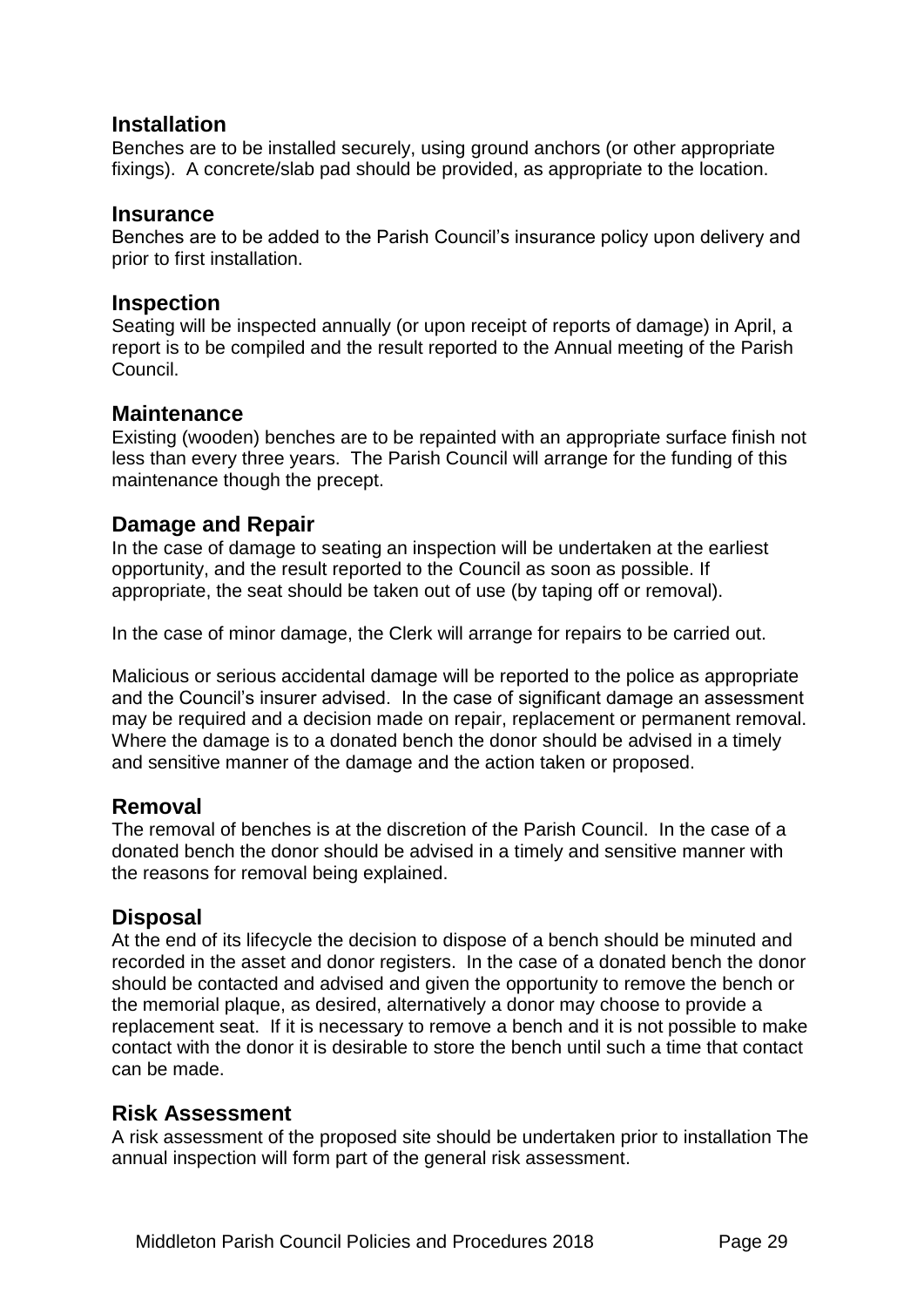## Installation

Benches are to be installed securely, using ground anchors (or other appropriate fixings). A concrete/slab pad should be provided, as appropriate to the location.

## Insurance

Benches are to be added to the Parish Council's insurance policy upon delivery and prior to first installation.

## Inspection

Seating will be inspected annually (or upon receipt of reports of damage) in April, a report is to be compiled and the result reported to the Annual meeting of the Parish Council.

## Maintenance

Existing (wooden) benches are to be repainted with an appropriate surface finish not less than every three years. The Parish Council will arrange for the funding of this maintenance though the precept.

## Damage and Repair

In the case of damage to seating an inspection will be undertaken at the earliest opportunity, and the result reported to the Council as soon as possible. If appropriate, the seat should be taken out of use (by taping off or removal).

In the case of minor damage, the Clerk will arrange for repairs to be carried out.

Malicious or serious accidental damage will be reported to the police as appropriate and the Council's insurer advised. In the case of significant damage an assessment may be required and a decision made on repair, replacement or permanent removal. Where the damage is to a donated bench the donor should be advised in a timely and sensitive manner of the damage and the action taken or proposed.

## Removal

The removal of benches is at the discretion of the Parish Council. In the case of a donated bench the donor should be advised in a timely and sensitive manner with the reasons for removal being explained.

## Disposal

At the end of its lifecycle the decision to dispose of a bench should be minuted and recorded in the asset and donor registers. In the case of a donated bench the donor should be contacted and advised and given the opportunity to remove the bench or the memorial plaque, as desired, alternatively a donor may choose to provide a replacement seat. If it is necessary to remove a bench and it is not possible to make contact with the donor it is desirable to store the bench until such a time that contact can be made.

## Risk Assessment

A risk assessment of the proposed site should be undertaken prior to installation The annual inspection will form part of the general risk assessment.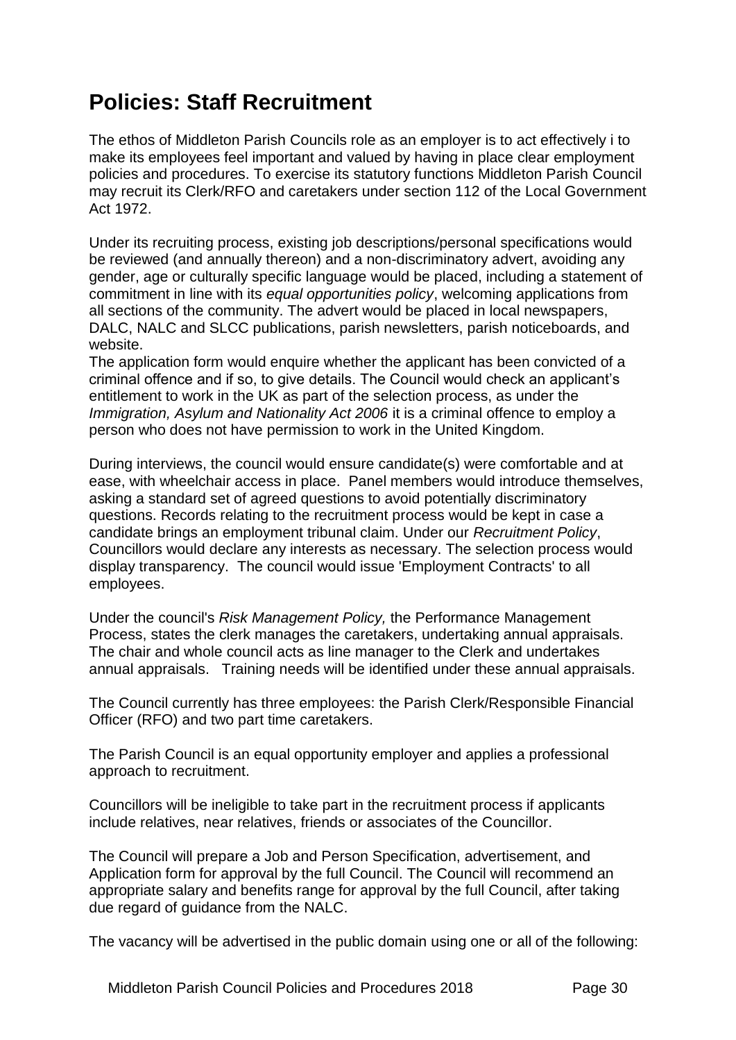# Policies: Staff Recruitment

The ethos of Middleton Parish Councils role as an employer is to act effectively i to make its employees feel important and valued by having in place clear employment policies and procedures. To exercise its statutory functions Middleton Parish Council may recruit its Clerk/RFO and caretakers under section 112 of the Local Government Act 1972.

Under its recruiting process, existing job descriptions/personal specifications would be reviewed (and annually thereon) and a non-discriminatory advert, avoiding any gender, age or culturally specific language would be placed, including a statement of commitment in line with its *equal opportunities policy*, welcoming applications from all sections of the community. The advert would be placed in local newspapers, DALC, NALC and SLCC publications, parish newsletters, parish noticeboards, and website.
The application form would enquire whether the applicant has been convicted of a criminal offence and if so, to give details. The Council would check an applicant's entitlement to work in the UK as part of the selection process, as under the *Immigration, Asylum and Nationality Act 2006* it is a criminal offence to employ a person who does not have permission to work in the United Kingdom.

During interviews, the council would ensure candidate(s) were comfortable and at ease, with wheelchair access in place. Panel members would introduce themselves, asking a standard set of agreed questions to avoid potentially discriminatory questions. Records relating to the recruitment process would be kept in case a candidate brings an employment tribunal claim. Under our *Recruitment Policy*, Councillors would declare any interests as necessary. The selection process would display transparency. The council would issue 'Employment Contracts' to all employees.

Under the council's *Risk Management Policy,* the Performance Management Process, states the clerk manages the caretakers, undertaking annual appraisals. The chair and whole council acts as line manager to the Clerk and undertakes annual appraisals. Training needs will be identified under these annual appraisals.

The Council currently has three employees: the Parish Clerk/Responsible Financial Officer (RFO) and two part time caretakers.

The Parish Council is an equal opportunity employer and applies a professional approach to recruitment.

Councillors will be ineligible to take part in the recruitment process if applicants include relatives, near relatives, friends or associates of the Councillor.

The Council will prepare a Job and Person Specification, advertisement, and Application form for approval by the full Council. The Council will recommend an appropriate salary and benefits range for approval by the full Council, after taking due regard of guidance from the NALC.

The vacancy will be advertised in the public domain using one or all of the following: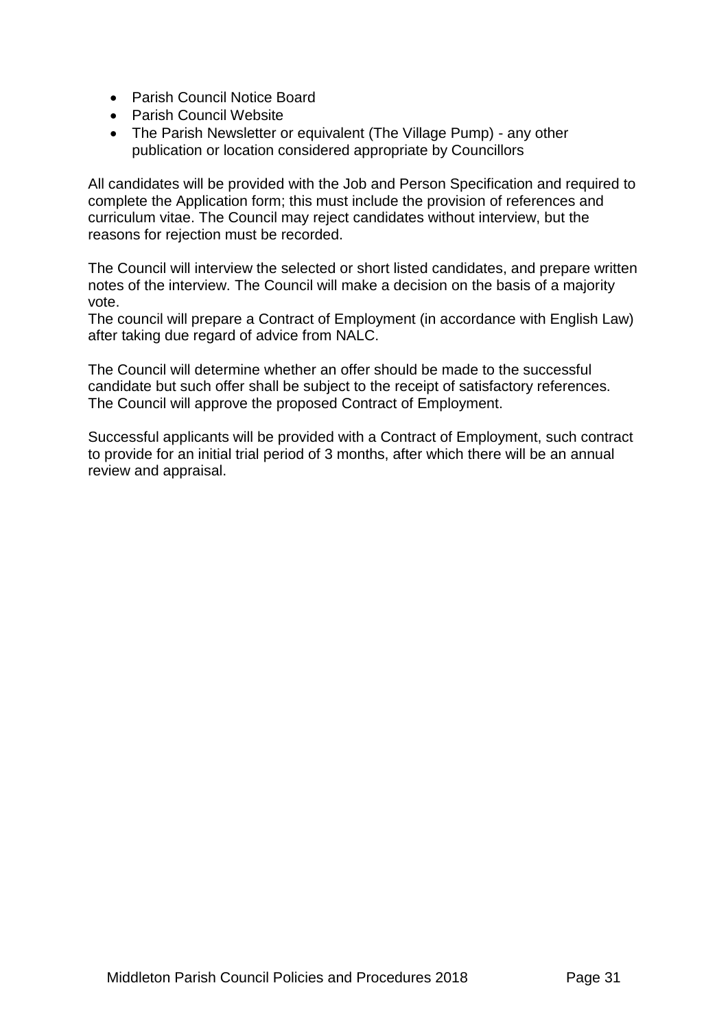- Parish Council Notice Board
- Parish Council Website
- The Parish Newsletter or equivalent (The Village Pump) - any other publication or location considered appropriate by Councillors

All candidates will be provided with the Job and Person Specification and required to complete the Application form; this must include the provision of references and curriculum vitae. The Council may reject candidates without interview, but the reasons for rejection must be recorded.

The Council will interview the selected or short listed candidates, and prepare written notes of the interview. The Council will make a decision on the basis of a majority vote.
The council will prepare a Contract of Employment (in accordance with English Law) after taking due regard of advice from NALC.

The Council will determine whether an offer should be made to the successful candidate but such offer shall be subject to the receipt of satisfactory references. The Council will approve the proposed Contract of Employment.

Successful applicants will be provided with a Contract of Employment, such contract to provide for an initial trial period of 3 months, after which there will be an annual review and appraisal.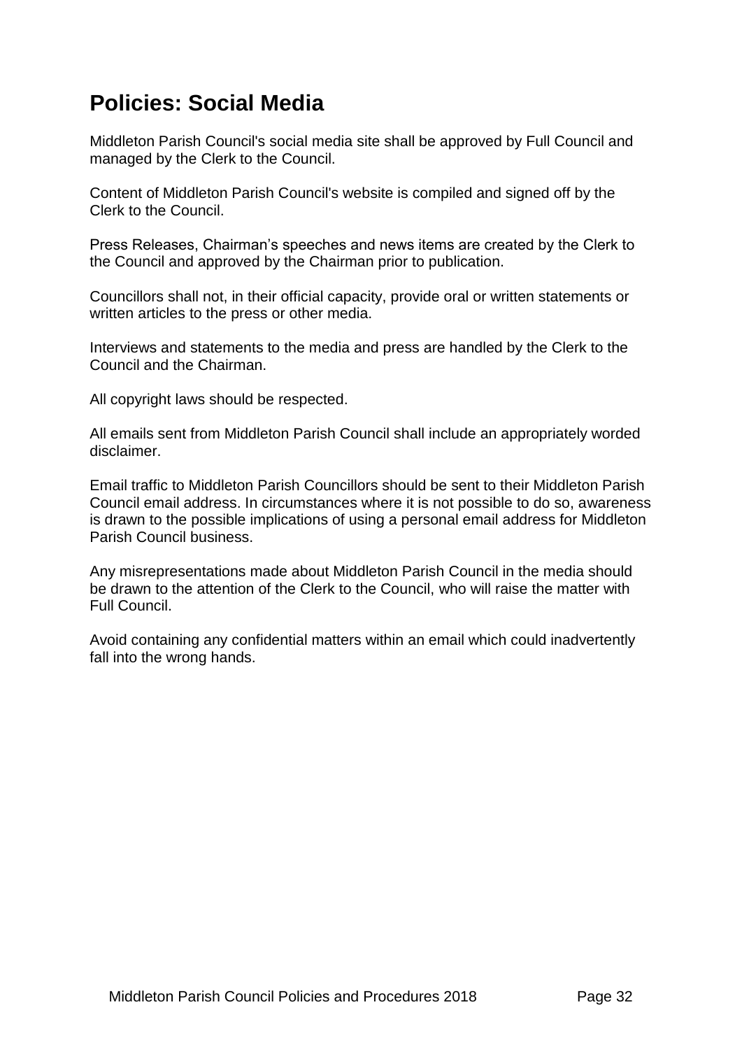# Policies: Social Media

Middleton Parish Council's social media site shall be approved by Full Council and managed by the Clerk to the Council.

Content of Middleton Parish Council's website is compiled and signed off by the Clerk to the Council.

Press Releases, Chairman's speeches and news items are created by the Clerk to the Council and approved by the Chairman prior to publication.

Councillors shall not, in their official capacity, provide oral or written statements or written articles to the press or other media.

Interviews and statements to the media and press are handled by the Clerk to the Council and the Chairman.

All copyright laws should be respected.

All emails sent from Middleton Parish Council shall include an appropriately worded disclaimer.

Email traffic to Middleton Parish Councillors should be sent to their Middleton Parish Council email address. In circumstances where it is not possible to do so, awareness is drawn to the possible implications of using a personal email address for Middleton Parish Council business.

Any misrepresentations made about Middleton Parish Council in the media should be drawn to the attention of the Clerk to the Council, who will raise the matter with Full Council.

Avoid containing any confidential matters within an email which could inadvertently fall into the wrong hands.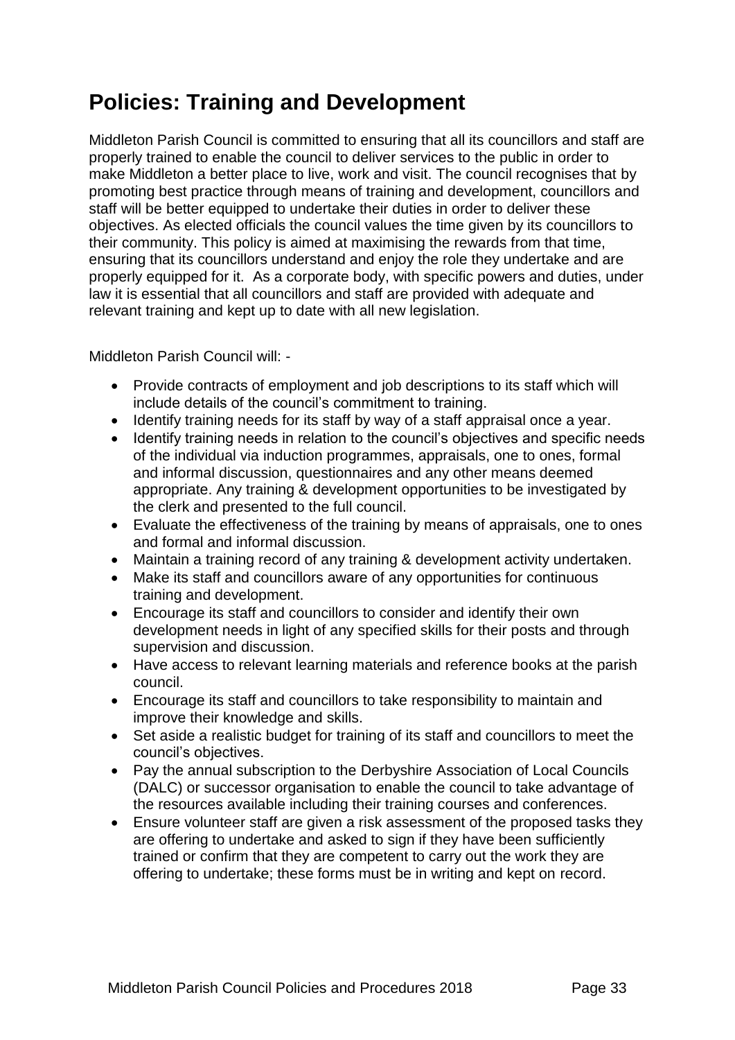# Policies: Training and Development

Middleton Parish Council is committed to ensuring that all its councillors and staff are properly trained to enable the council to deliver services to the public in order to make Middleton a better place to live, work and visit. The council recognises that by promoting best practice through means of training and development, councillors and staff will be better equipped to undertake their duties in order to deliver these objectives. As elected officials the council values the time given by its councillors to their community. This policy is aimed at maximising the rewards from that time, ensuring that its councillors understand and enjoy the role they undertake and are properly equipped for it. As a corporate body, with specific powers and duties, under law it is essential that all councillors and staff are provided with adequate and relevant training and kept up to date with all new legislation.

Middleton Parish Council will: -

- Provide contracts of employment and job descriptions to its staff which will include details of the council's commitment to training.
- Identify training needs for its staff by way of a staff appraisal once a year.
- Identify training needs in relation to the council's objectives and specific needs of the individual via induction programmes, appraisals, one to ones, formal and informal discussion, questionnaires and any other means deemed appropriate. Any training & development opportunities to be investigated by the clerk and presented to the full council.
- Evaluate the effectiveness of the training by means of appraisals, one to ones and formal and informal discussion.
- Maintain a training record of any training & development activity undertaken.
- Make its staff and councillors aware of any opportunities for continuous training and development.
- Encourage its staff and councillors to consider and identify their own development needs in light of any specified skills for their posts and through supervision and discussion.
- Have access to relevant learning materials and reference books at the parish council.
- Encourage its staff and councillors to take responsibility to maintain and improve their knowledge and skills.
- Set aside a realistic budget for training of its staff and councillors to meet the council's objectives.
- Pay the annual subscription to the Derbyshire Association of Local Councils (DALC) or successor organisation to enable the council to take advantage of the resources available including their training courses and conferences.
- Ensure volunteer staff are given a risk assessment of the proposed tasks they are offering to undertake and asked to sign if they have been sufficiently trained or confirm that they are competent to carry out the work they are offering to undertake; these forms must be in writing and kept on record.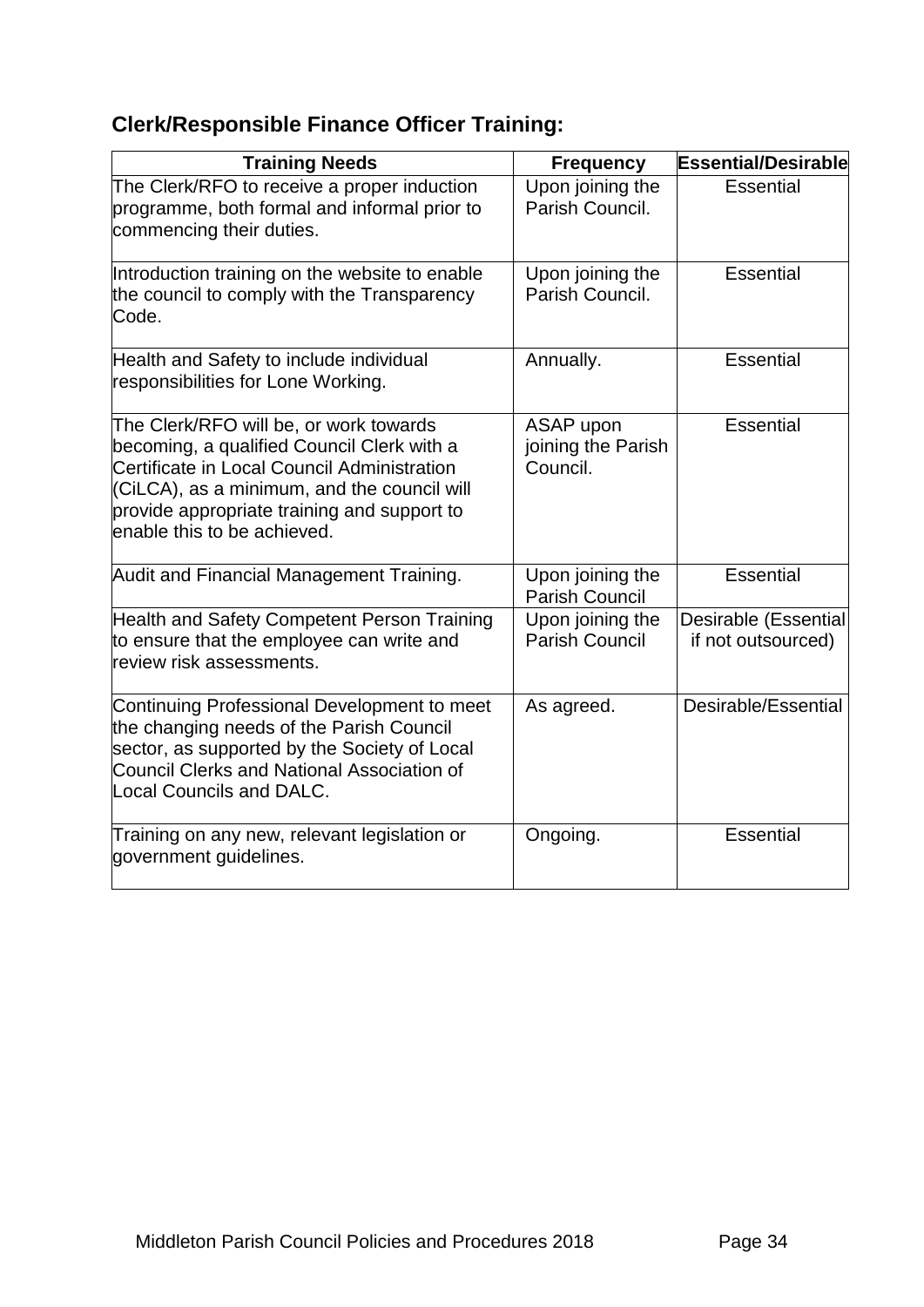## Clerk/Responsible Finance Officer Training:

| Training Needs | Frequency | Essential/Desirable |
|---|---|---|
| The Clerk/RFO to receive a proper induction programme, both formal and informal prior to commencing their duties. | Upon joining the Parish Council. | Essential |
| Introduction training on the website to enable the council to comply with the Transparency Code. | Upon joining the Parish Council. | Essential |
| Health and Safety to include individual responsibilities for Lone Working. | Annually. | Essential |
| The Clerk/RFO will be, or work towards becoming, a qualified Council Clerk with a Certificate in Local Council Administration (CiLCA), as a minimum, and the council will provide appropriate training and support to enable this to be achieved. | ASAP upon joining the Parish Council. | Essential |
| Audit and Financial Management Training. | Upon joining the Parish Council | Essential |
| Health and Safety Competent Person Training to ensure that the employee can write and review risk assessments. | Upon joining the Parish Council | Desirable (Essential if not outsourced) |
| Continuing Professional Development to meet the changing needs of the Parish Council sector, as supported by the Society of Local Council Clerks and National Association of Local Councils and DALC. | As agreed. | Desirable/Essential |
| Training on any new, relevant legislation or government guidelines. | Ongoing. | Essential |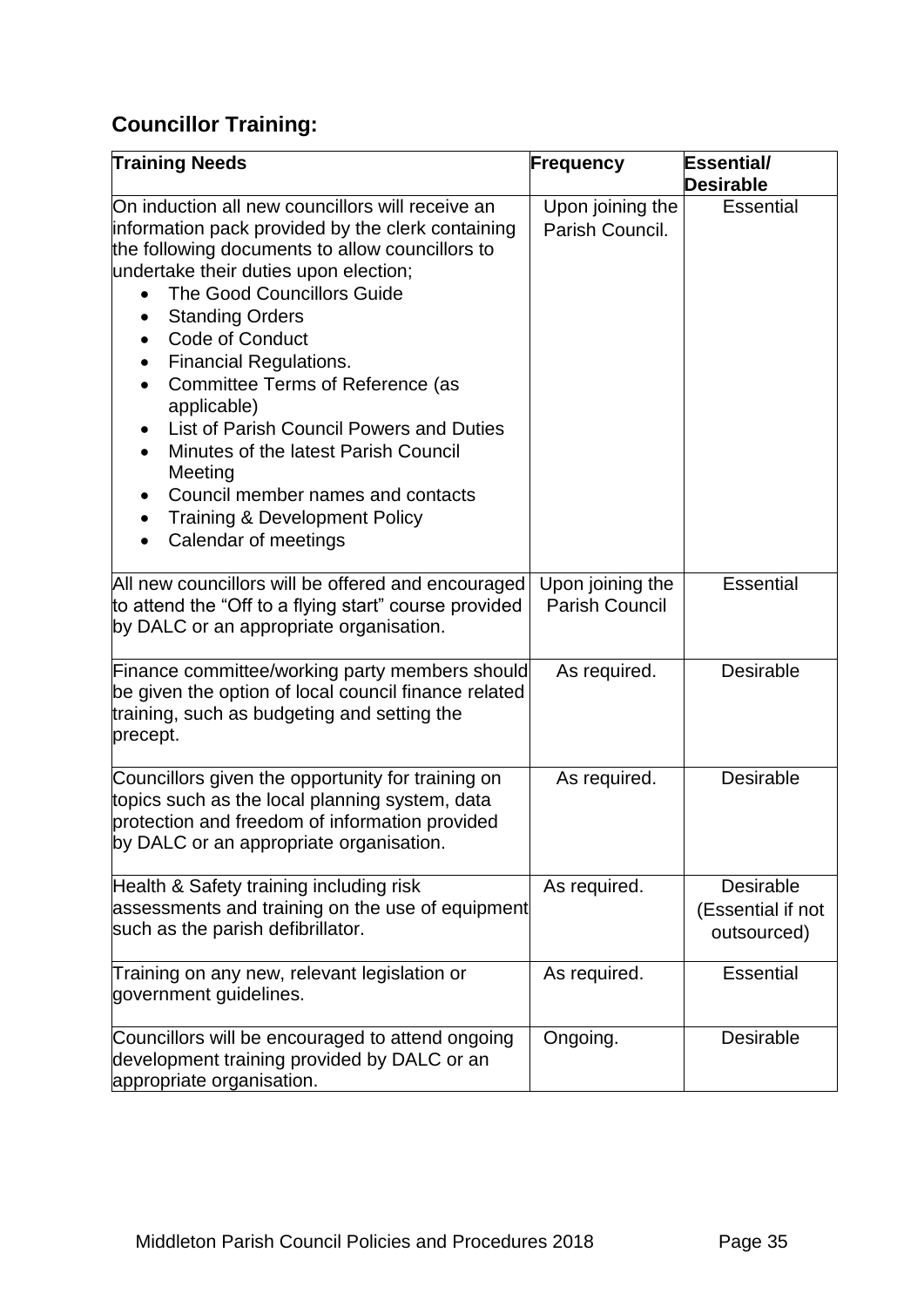## Councillor Training:

| Training Needs | Frequency | Essential/ Desirable |
|---|---|---|
| On induction all new councillors will receive an information pack provided by the clerk containing the following documents to allow councillors to undertake their duties upon election;<br>• The Good Councillors Guide<br>• Standing Orders<br>• Code of Conduct<br>• Financial Regulations.<br>• Committee Terms of Reference (as applicable)<br>• List of Parish Council Powers and Duties<br>• Minutes of the latest Parish Council Meeting<br>• Council member names and contacts<br>• Training & Development Policy<br>• Calendar of meetings | Upon joining the Parish Council. | Essential |
| All new councillors will be offered and encouraged to attend the "Off to a flying start" course provided by DALC or an appropriate organisation. | Upon joining the Parish Council | Essential |
| Finance committee/working party members should be given the option of local council finance related training, such as budgeting and setting the precept. | As required. | Desirable |
| Councillors given the opportunity for training on topics such as the local planning system, data protection and freedom of information provided by DALC or an appropriate organisation. | As required. | Desirable |
| Health & Safety training including risk assessments and training on the use of equipment such as the parish defibrillator. | As required. | Desirable (Essential if not outsourced) |
| Training on any new, relevant legislation or government guidelines. | As required. | Essential |
| Councillors will be encouraged to attend ongoing development training provided by DALC or an appropriate organisation. | Ongoing. | Desirable |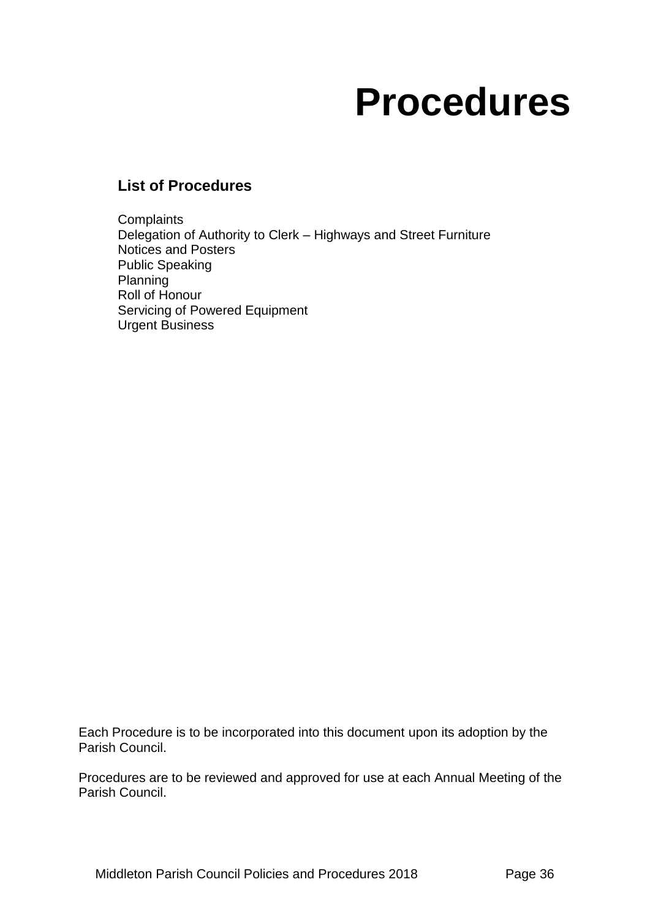# Procedures

## List of Procedures

Complaints
Delegation of Authority to Clerk – Highways and Street Furniture
Notices and Posters
Public Speaking
Planning
Roll of Honour
Servicing of Powered Equipment
Urgent Business

Each Procedure is to be incorporated into this document upon its adoption by the Parish Council.

Procedures are to be reviewed and approved for use at each Annual Meeting of the Parish Council.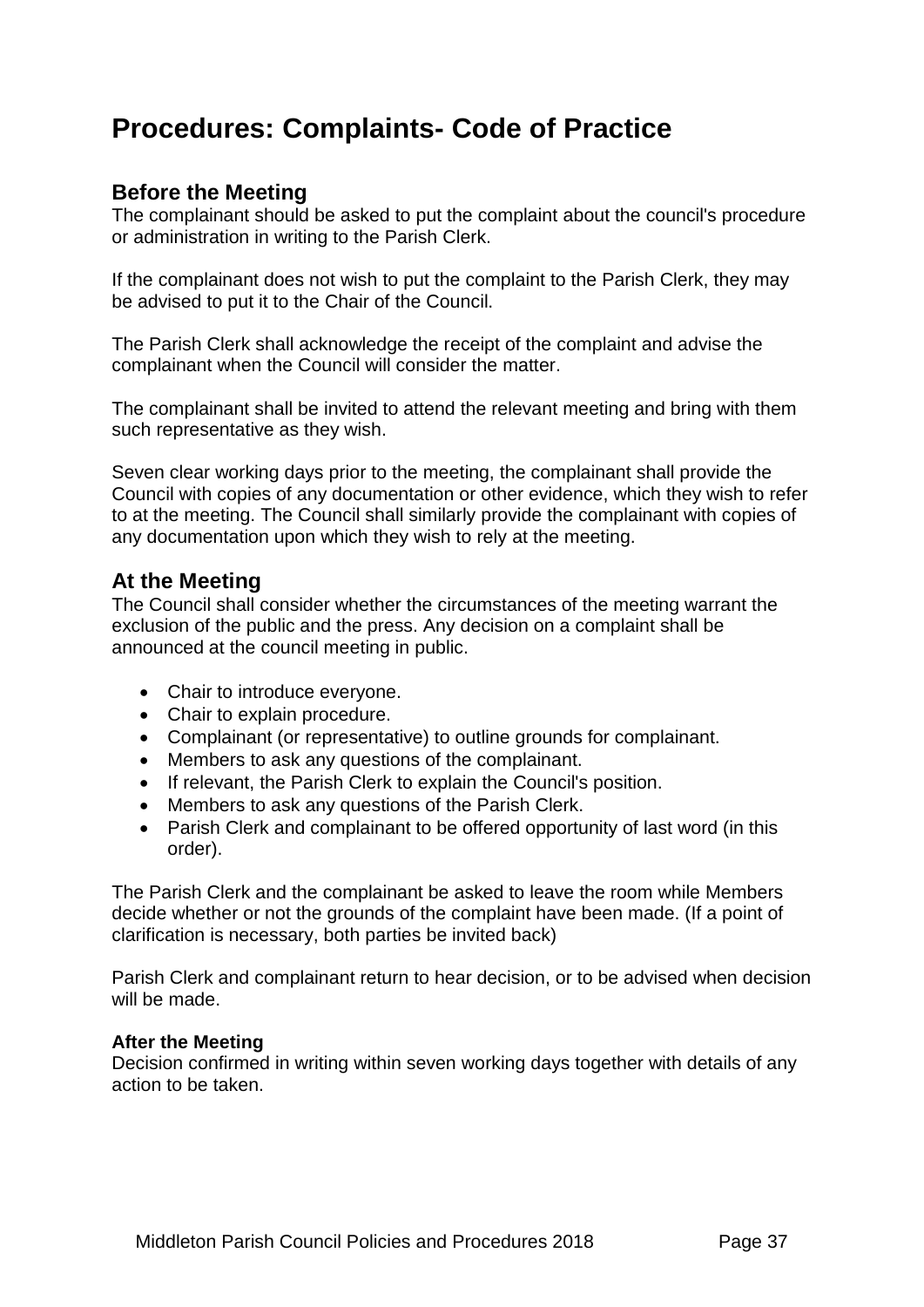# Procedures: Complaints- Code of Practice

## Before the Meeting

The complainant should be asked to put the complaint about the council's procedure or administration in writing to the Parish Clerk.

If the complainant does not wish to put the complaint to the Parish Clerk, they may be advised to put it to the Chair of the Council.

The Parish Clerk shall acknowledge the receipt of the complaint and advise the complainant when the Council will consider the matter.

The complainant shall be invited to attend the relevant meeting and bring with them such representative as they wish.

Seven clear working days prior to the meeting, the complainant shall provide the Council with copies of any documentation or other evidence, which they wish to refer to at the meeting. The Council shall similarly provide the complainant with copies of any documentation upon which they wish to rely at the meeting.

## At the Meeting

The Council shall consider whether the circumstances of the meeting warrant the exclusion of the public and the press. Any decision on a complaint shall be announced at the council meeting in public.

- Chair to introduce everyone.
- Chair to explain procedure.
- Complainant (or representative) to outline grounds for complainant.
- Members to ask any questions of the complainant.
- If relevant, the Parish Clerk to explain the Council's position.
- Members to ask any questions of the Parish Clerk.
- Parish Clerk and complainant to be offered opportunity of last word (in this order).

The Parish Clerk and the complainant be asked to leave the room while Members decide whether or not the grounds of the complaint have been made. (If a point of clarification is necessary, both parties be invited back)

Parish Clerk and complainant return to hear decision, or to be advised when decision will be made.

**After the Meeting**

Decision confirmed in writing within seven working days together with details of any action to be taken.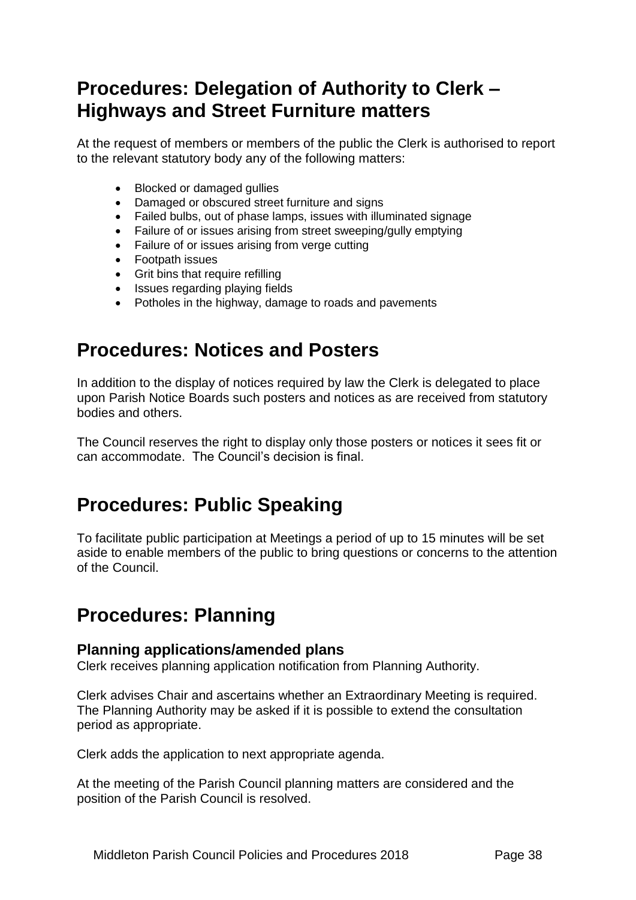## Procedures: Delegation of Authority to Clerk – Highways and Street Furniture matters

At the request of members or members of the public the Clerk is authorised to report to the relevant statutory body any of the following matters:

- Blocked or damaged gullies
- Damaged or obscured street furniture and signs
- Failed bulbs, out of phase lamps, issues with illuminated signage
- Failure of or issues arising from street sweeping/gully emptying
- Failure of or issues arising from verge cutting
- Footpath issues
- Grit bins that require refilling
- Issues regarding playing fields
- Potholes in the highway, damage to roads and pavements

## Procedures: Notices and Posters

In addition to the display of notices required by law the Clerk is delegated to place upon Parish Notice Boards such posters and notices as are received from statutory bodies and others.

The Council reserves the right to display only those posters or notices it sees fit or can accommodate. The Council's decision is final.

## Procedures: Public Speaking

To facilitate public participation at Meetings a period of up to 15 minutes will be set aside to enable members of the public to bring questions or concerns to the attention of the Council.

## Procedures: Planning

### Planning applications/amended plans

Clerk receives planning application notification from Planning Authority.

Clerk advises Chair and ascertains whether an Extraordinary Meeting is required. The Planning Authority may be asked if it is possible to extend the consultation period as appropriate.

Clerk adds the application to next appropriate agenda.

At the meeting of the Parish Council planning matters are considered and the position of the Parish Council is resolved.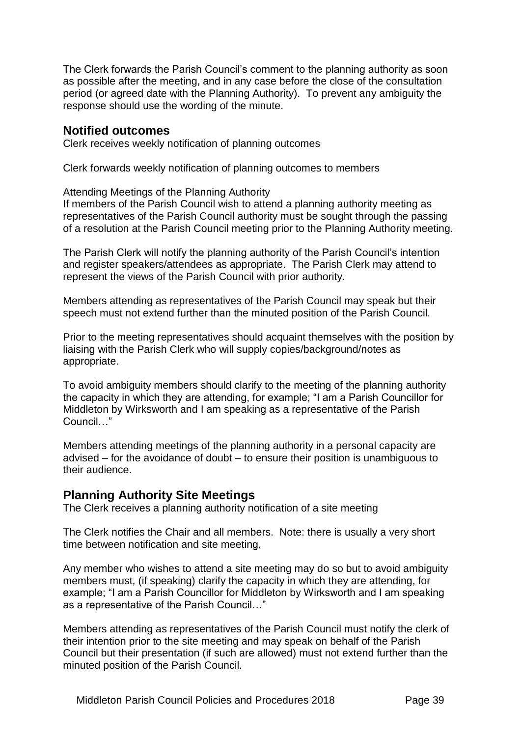The Clerk forwards the Parish Council's comment to the planning authority as soon as possible after the meeting, and in any case before the close of the consultation period (or agreed date with the Planning Authority). To prevent any ambiguity the response should use the wording of the minute.

## Notified outcomes

Clerk receives weekly notification of planning outcomes

Clerk forwards weekly notification of planning outcomes to members

Attending Meetings of the Planning Authority

If members of the Parish Council wish to attend a planning authority meeting as representatives of the Parish Council authority must be sought through the passing of a resolution at the Parish Council meeting prior to the Planning Authority meeting.

The Parish Clerk will notify the planning authority of the Parish Council's intention and register speakers/attendees as appropriate. The Parish Clerk may attend to represent the views of the Parish Council with prior authority.

Members attending as representatives of the Parish Council may speak but their speech must not extend further than the minuted position of the Parish Council.

Prior to the meeting representatives should acquaint themselves with the position by liaising with the Parish Clerk who will supply copies/background/notes as appropriate.

To avoid ambiguity members should clarify to the meeting of the planning authority the capacity in which they are attending, for example; "I am a Parish Councillor for Middleton by Wirksworth and I am speaking as a representative of the Parish Council…"

Members attending meetings of the planning authority in a personal capacity are advised – for the avoidance of doubt – to ensure their position is unambiguous to their audience.

## Planning Authority Site Meetings

The Clerk receives a planning authority notification of a site meeting

The Clerk notifies the Chair and all members. Note: there is usually a very short time between notification and site meeting.

Any member who wishes to attend a site meeting may do so but to avoid ambiguity members must, (if speaking) clarify the capacity in which they are attending, for example; "I am a Parish Councillor for Middleton by Wirksworth and I am speaking as a representative of the Parish Council…"

Members attending as representatives of the Parish Council must notify the clerk of their intention prior to the site meeting and may speak on behalf of the Parish Council but their presentation (if such are allowed) must not extend further than the minuted position of the Parish Council.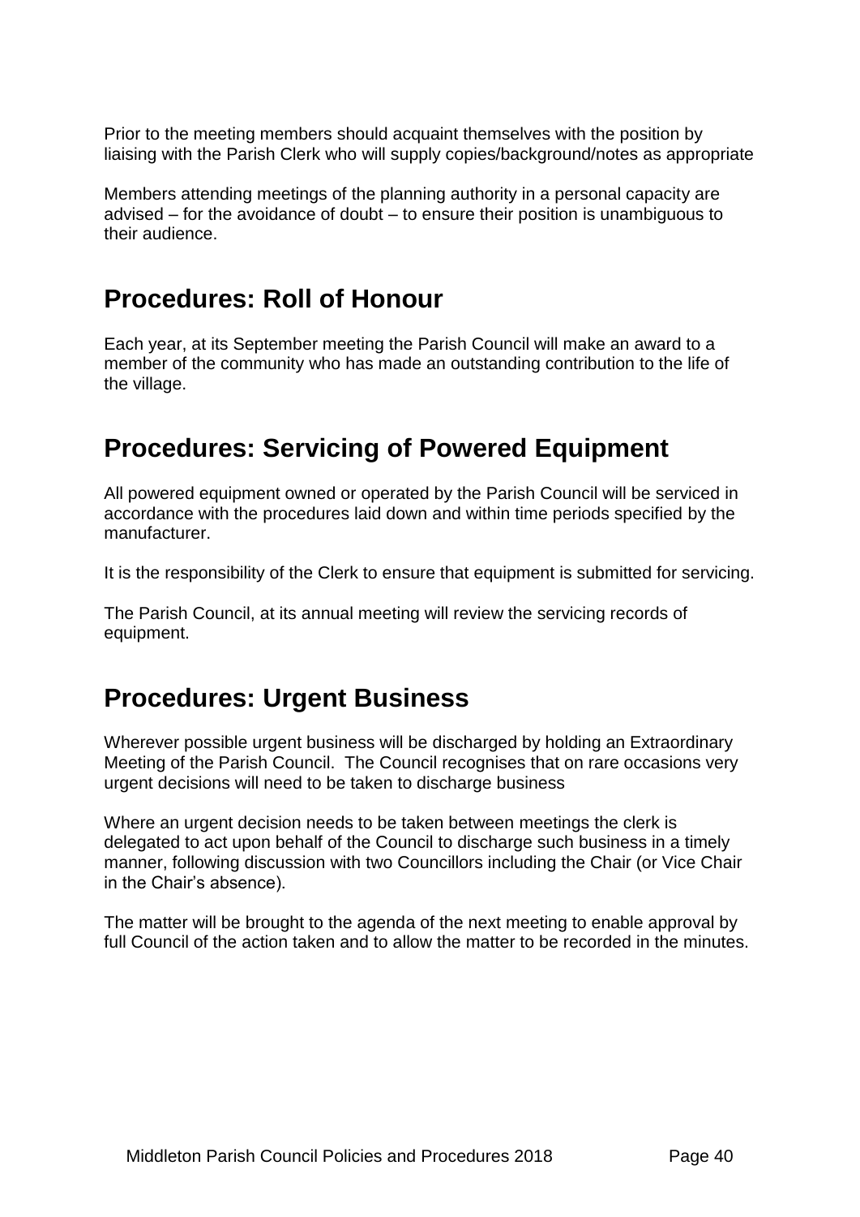Prior to the meeting members should acquaint themselves with the position by liaising with the Parish Clerk who will supply copies/background/notes as appropriate

Members attending meetings of the planning authority in a personal capacity are advised – for the avoidance of doubt – to ensure their position is unambiguous to their audience.

## Procedures: Roll of Honour

Each year, at its September meeting the Parish Council will make an award to a member of the community who has made an outstanding contribution to the life of the village.

## Procedures: Servicing of Powered Equipment

All powered equipment owned or operated by the Parish Council will be serviced in accordance with the procedures laid down and within time periods specified by the manufacturer.

It is the responsibility of the Clerk to ensure that equipment is submitted for servicing.

The Parish Council, at its annual meeting will review the servicing records of equipment.

## Procedures: Urgent Business

Wherever possible urgent business will be discharged by holding an Extraordinary Meeting of the Parish Council. The Council recognises that on rare occasions very urgent decisions will need to be taken to discharge business

Where an urgent decision needs to be taken between meetings the clerk is delegated to act upon behalf of the Council to discharge such business in a timely manner, following discussion with two Councillors including the Chair (or Vice Chair in the Chair's absence).

The matter will be brought to the agenda of the next meeting to enable approval by full Council of the action taken and to allow the matter to be recorded in the minutes.